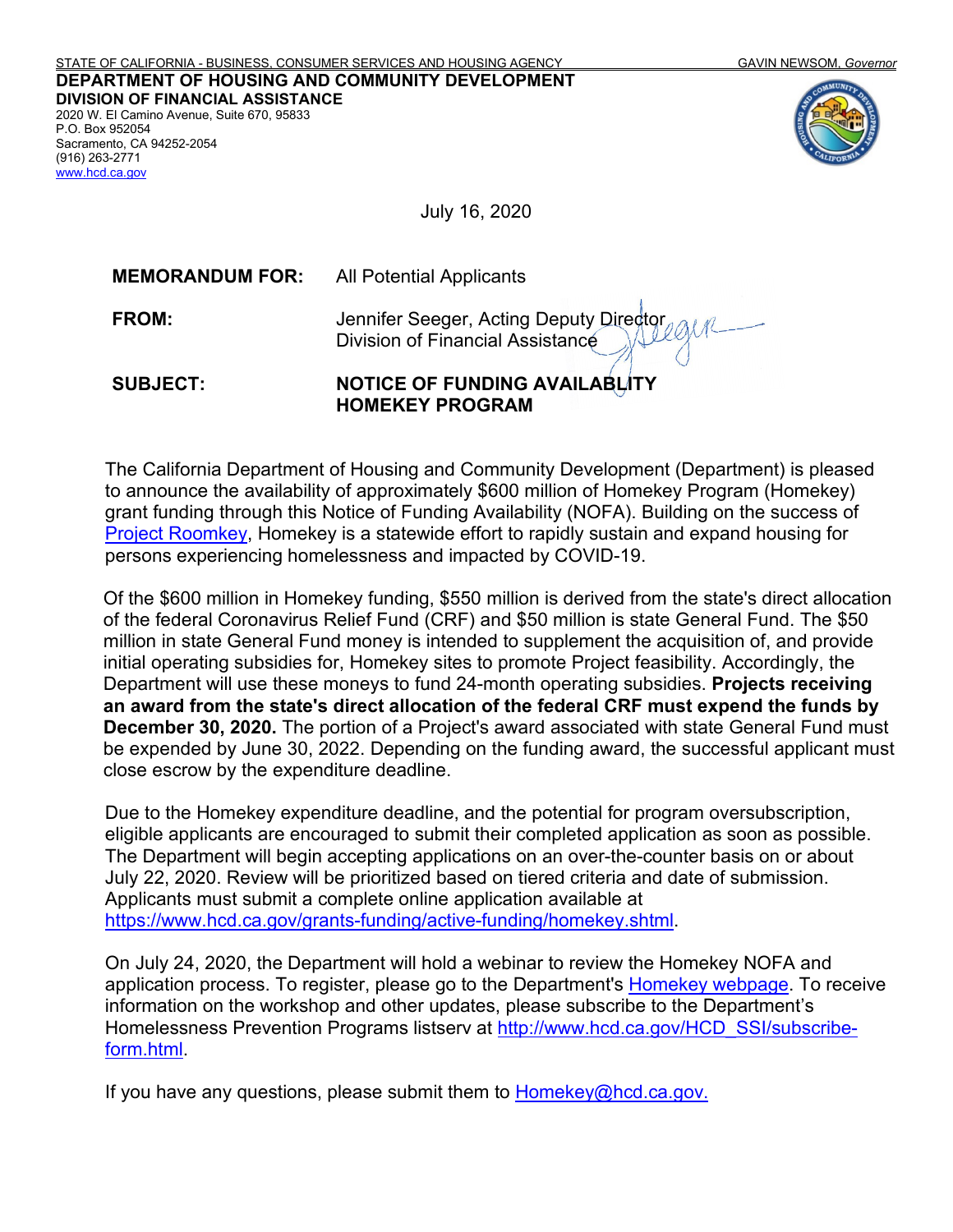STATE OF CALIFORNIA - BUSINESS, CONSUMER SERVICES AND HOUSING AGENCY — GAVIN NEWSOM, *Governor*

**DEPARTMENT OF HOUSING AND COMMUNITY DEVELOPMENT**
**DIVISION OF FINANCIAL ASSISTANCE**
2020 W. El Camino Avenue, Suite 670, 95833
P.O. Box 952054
Sacramento, CA 94252-2054
(916) 263-2771
www.hcd.ca.gov

July 16, 2020

**MEMORANDUM FOR:** All Potential Applicants

**FROM:** Jennifer Seeger, Acting Deputy Director
Division of Financial Assistance

**SUBJECT:** **NOTICE OF FUNDING AVAILABLITY HOMEKEY PROGRAM**

The California Department of Housing and Community Development (Department) is pleased to announce the availability of approximately $600 million of Homekey Program (Homekey) grant funding through this Notice of Funding Availability (NOFA). Building on the success of Project Roomkey, Homekey is a statewide effort to rapidly sustain and expand housing for persons experiencing homelessness and impacted by COVID-19.

Of the $600 million in Homekey funding, $550 million is derived from the state's direct allocation of the federal Coronavirus Relief Fund (CRF) and $50 million is state General Fund. The $50 million in state General Fund money is intended to supplement the acquisition of, and provide initial operating subsidies for, Homekey sites to promote Project feasibility. Accordingly, the Department will use these moneys to fund 24-month operating subsidies. **Projects receiving an award from the state's direct allocation of the federal CRF must expend the funds by December 30, 2020.** The portion of a Project's award associated with state General Fund must be expended by June 30, 2022. Depending on the funding award, the successful applicant must close escrow by the expenditure deadline.

Due to the Homekey expenditure deadline, and the potential for program oversubscription, eligible applicants are encouraged to submit their completed application as soon as possible. The Department will begin accepting applications on an over-the-counter basis on or about July 22, 2020. Review will be prioritized based on tiered criteria and date of submission. Applicants must submit a complete online application available at https://www.hcd.ca.gov/grants-funding/active-funding/homekey.shtml.

On July 24, 2020, the Department will hold a webinar to review the Homekey NOFA and application process. To register, please go to the Department's Homekey webpage. To receive information on the workshop and other updates, please subscribe to the Department's Homelessness Prevention Programs listserv at http://www.hcd.ca.gov/HCD_SSI/subscribe-form.html.

If you have any questions, please submit them to Homekey@hcd.ca.gov.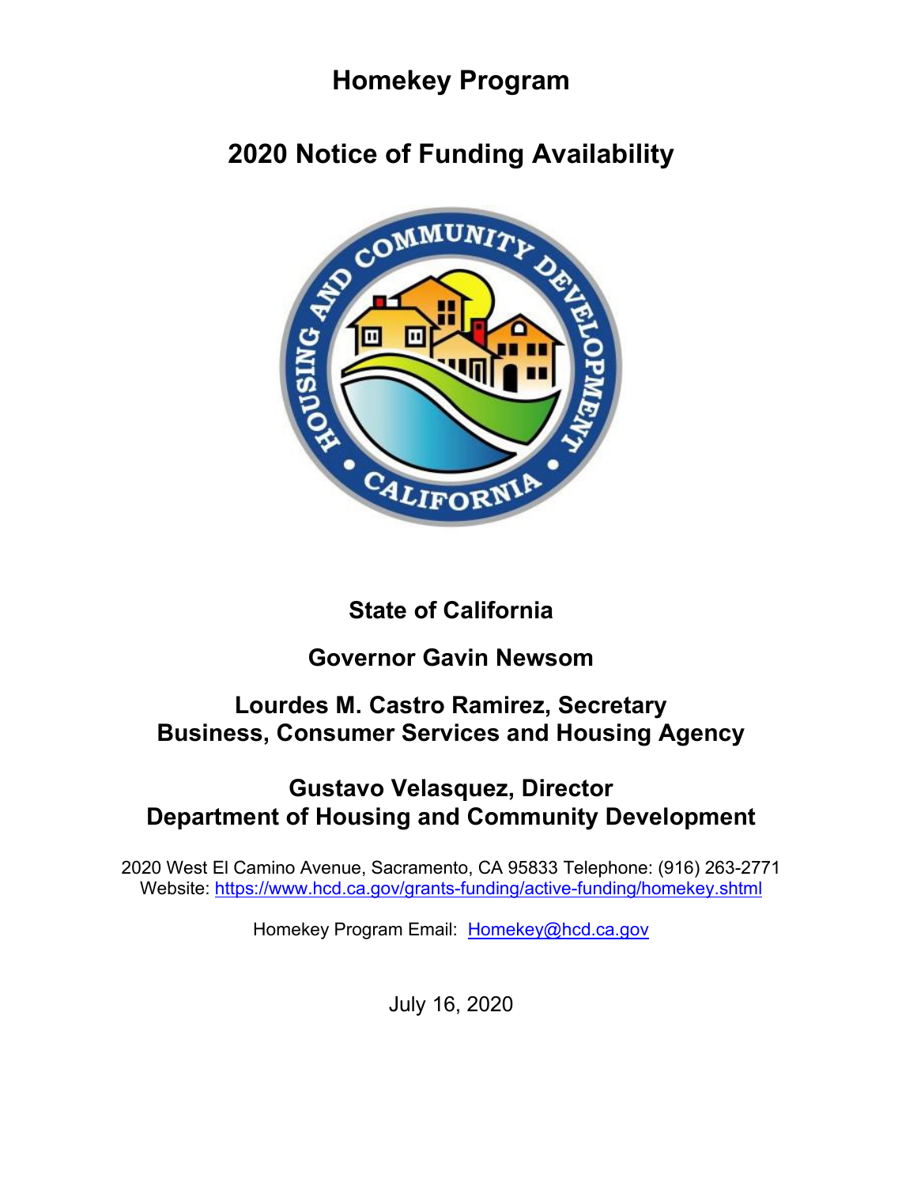# Homekey Program

# 2020 Notice of Funding Availability

**State of California**

**Governor Gavin Newsom**

**Lourdes M. Castro Ramirez, Secretary**
**Business, Consumer Services and Housing Agency**

**Gustavo Velasquez, Director**
**Department of Housing and Community Development**

2020 West El Camino Avenue, Sacramento, CA 95833 Telephone: (916) 263-2771
Website: [https://www.hcd.ca.gov/grants-funding/active-funding/homekey.shtml](https://www.hcd.ca.gov/grants-funding/active-funding/homekey.shtml)

Homekey Program Email: [Homekey@hcd.ca.gov](mailto:Homekey@hcd.ca.gov)

July 16, 2020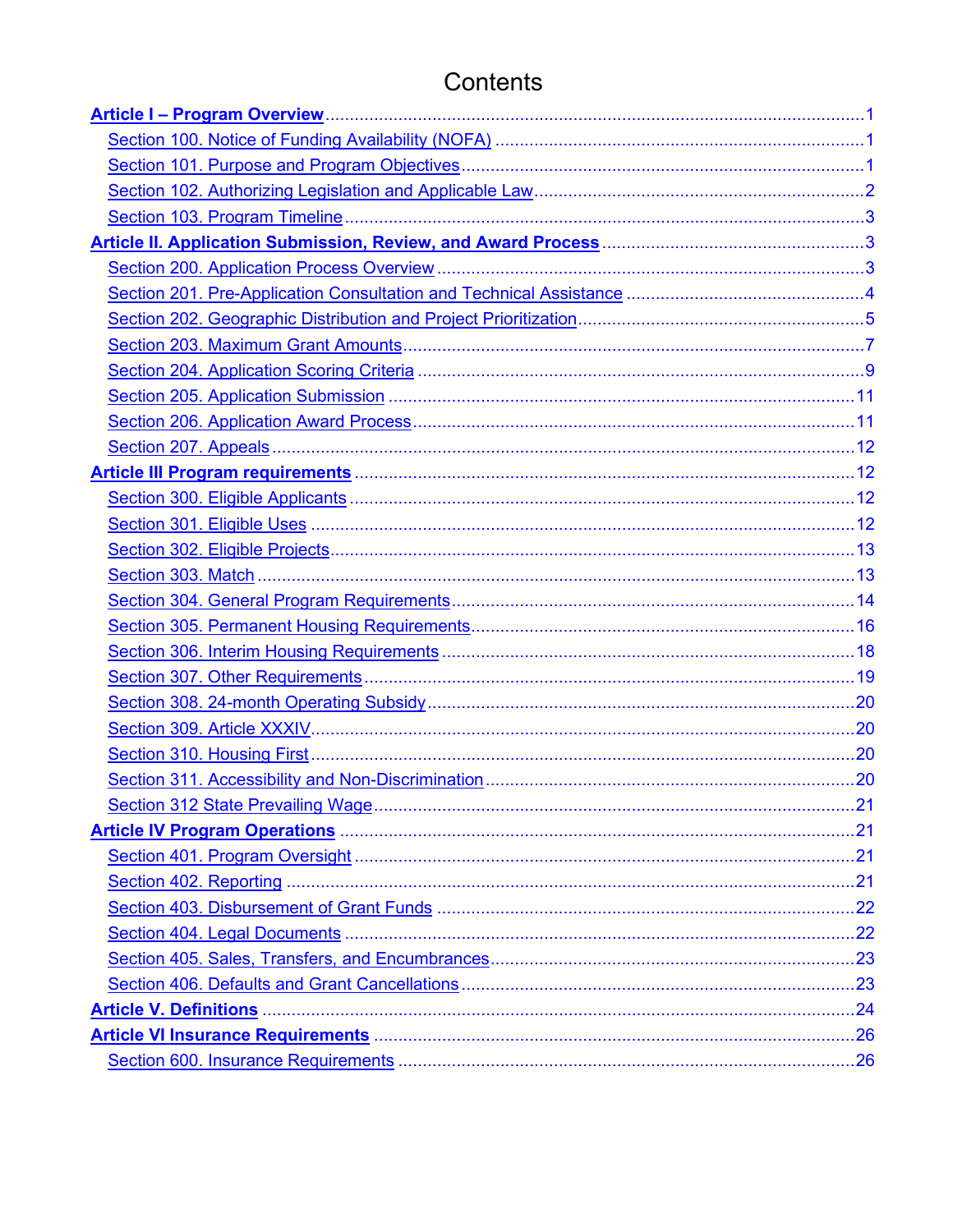# Contents

[Article I – Program Overview](#) ........ 1

- [Section 100. Notice of Funding Availability (NOFA)](#) ........ 1
- [Section 101. Purpose and Program Objectives](#) ........ 1
- [Section 102. Authorizing Legislation and Applicable Law](#) ........ 2
- [Section 103. Program Timeline](#) ........ 3

[Article II. Application Submission, Review, and Award Process](#) ........ 3

- [Section 200. Application Process Overview](#) ........ 3
- [Section 201. Pre-Application Consultation and Technical Assistance](#) ........ 4
- [Section 202. Geographic Distribution and Project Prioritization](#) ........ 5
- [Section 203. Maximum Grant Amounts](#) ........ 7
- [Section 204. Application Scoring Criteria](#) ........ 9
- [Section 205. Application Submission](#) ........ 11
- [Section 206. Application Award Process](#) ........ 11
- [Section 207. Appeals](#) ........ 12

[Article III Program requirements](#) ........ 12

- [Section 300. Eligible Applicants](#) ........ 12
- [Section 301. Eligible Uses](#) ........ 12
- [Section 302. Eligible Projects](#) ........ 13
- [Section 303. Match](#) ........ 13
- [Section 304. General Program Requirements](#) ........ 14
- [Section 305. Permanent Housing Requirements](#) ........ 16
- [Section 306. Interim Housing Requirements](#) ........ 18
- [Section 307. Other Requirements](#) ........ 19
- [Section 308. 24-month Operating Subsidy](#) ........ 20
- [Section 309. Article XXXIV](#) ........ 20
- [Section 310. Housing First](#) ........ 20
- [Section 311. Accessibility and Non-Discrimination](#) ........ 20
- [Section 312 State Prevailing Wage](#) ........ 21

[Article IV Program Operations](#) ........ 21

- [Section 401. Program Oversight](#) ........ 21
- [Section 402. Reporting](#) ........ 21
- [Section 403. Disbursement of Grant Funds](#) ........ 22
- [Section 404. Legal Documents](#) ........ 22
- [Section 405. Sales, Transfers, and Encumbrances](#) ........ 23
- [Section 406. Defaults and Grant Cancellations](#) ........ 23

[Article V. Definitions](#) ........ 24

[Article VI Insurance Requirements](#) ........ 26

- [Section 600. Insurance Requirements](#) ........ 26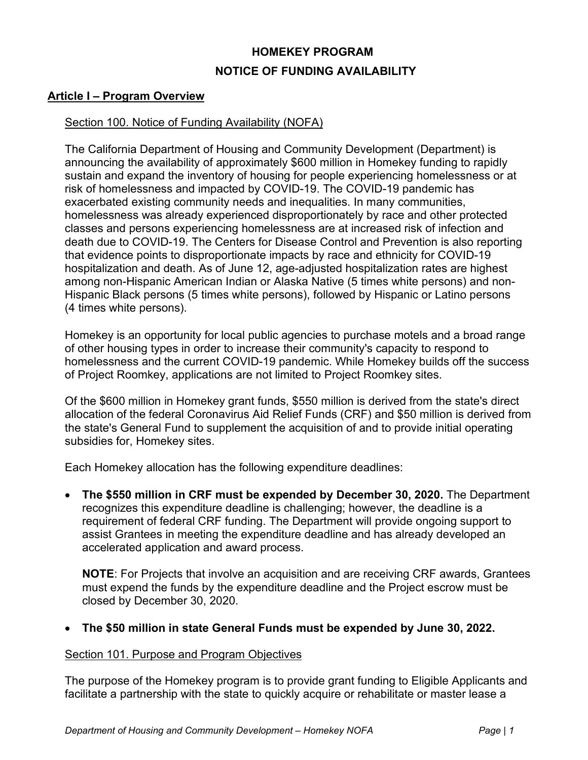# HOMEKEY PROGRAM

# NOTICE OF FUNDING AVAILABILITY

## Article I – Program Overview

### Section 100. Notice of Funding Availability (NOFA)

The California Department of Housing and Community Development (Department) is announcing the availability of approximately $600 million in Homekey funding to rapidly sustain and expand the inventory of housing for people experiencing homelessness or at risk of homelessness and impacted by COVID-19. The COVID-19 pandemic has exacerbated existing community needs and inequalities. In many communities, homelessness was already experienced disproportionately by race and other protected classes and persons experiencing homelessness are at increased risk of infection and death due to COVID-19. The Centers for Disease Control and Prevention is also reporting that evidence points to disproportionate impacts by race and ethnicity for COVID-19 hospitalization and death. As of June 12, age-adjusted hospitalization rates are highest among non-Hispanic American Indian or Alaska Native (5 times white persons) and non-Hispanic Black persons (5 times white persons), followed by Hispanic or Latino persons (4 times white persons).

Homekey is an opportunity for local public agencies to purchase motels and a broad range of other housing types in order to increase their community's capacity to respond to homelessness and the current COVID-19 pandemic. While Homekey builds off the success of Project Roomkey, applications are not limited to Project Roomkey sites.

Of the $600 million in Homekey grant funds, $550 million is derived from the state's direct allocation of the federal Coronavirus Aid Relief Funds (CRF) and $50 million is derived from the state's General Fund to supplement the acquisition of and to provide initial operating subsidies for, Homekey sites.

Each Homekey allocation has the following expenditure deadlines:

- **The $550 million in CRF must be expended by December 30, 2020.** The Department recognizes this expenditure deadline is challenging; however, the deadline is a requirement of federal CRF funding. The Department will provide ongoing support to assist Grantees in meeting the expenditure deadline and has already developed an accelerated application and award process.

  **NOTE**: For Projects that involve an acquisition and are receiving CRF awards, Grantees must expend the funds by the expenditure deadline and the Project escrow must be closed by December 30, 2020.

- **The $50 million in state General Funds must be expended by June 30, 2022.**

### Section 101. Purpose and Program Objectives

The purpose of the Homekey program is to provide grant funding to Eligible Applicants and facilitate a partnership with the state to quickly acquire or rehabilitate or master lease a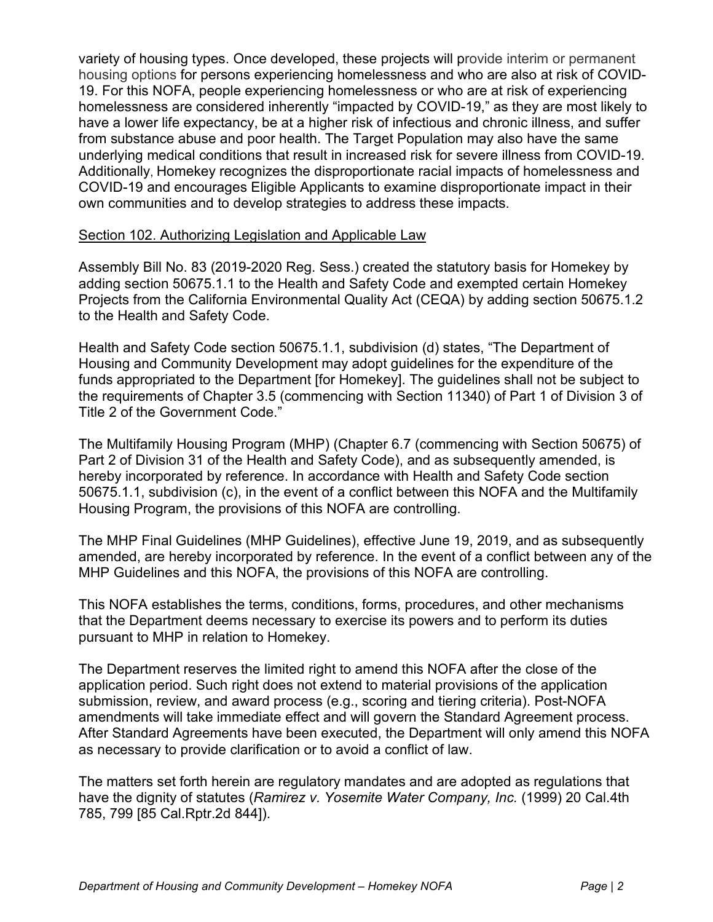variety of housing types. Once developed, these projects will provide interim or permanent housing options for persons experiencing homelessness and who are also at risk of COVID-19. For this NOFA, people experiencing homelessness or who are at risk of experiencing homelessness are considered inherently "impacted by COVID-19," as they are most likely to have a lower life expectancy, be at a higher risk of infectious and chronic illness, and suffer from substance abuse and poor health. The Target Population may also have the same underlying medical conditions that result in increased risk for severe illness from COVID-19. Additionally, Homekey recognizes the disproportionate racial impacts of homelessness and COVID-19 and encourages Eligible Applicants to examine disproportionate impact in their own communities and to develop strategies to address these impacts.

## Section 102. Authorizing Legislation and Applicable Law

Assembly Bill No. 83 (2019-2020 Reg. Sess.) created the statutory basis for Homekey by adding section 50675.1.1 to the Health and Safety Code and exempted certain Homekey Projects from the California Environmental Quality Act (CEQA) by adding section 50675.1.2 to the Health and Safety Code.

Health and Safety Code section 50675.1.1, subdivision (d) states, "The Department of Housing and Community Development may adopt guidelines for the expenditure of the funds appropriated to the Department [for Homekey]. The guidelines shall not be subject to the requirements of Chapter 3.5 (commencing with Section 11340) of Part 1 of Division 3 of Title 2 of the Government Code."

The Multifamily Housing Program (MHP) (Chapter 6.7 (commencing with Section 50675) of Part 2 of Division 31 of the Health and Safety Code), and as subsequently amended, is hereby incorporated by reference. In accordance with Health and Safety Code section 50675.1.1, subdivision (c), in the event of a conflict between this NOFA and the Multifamily Housing Program, the provisions of this NOFA are controlling.

The MHP Final Guidelines (MHP Guidelines), effective June 19, 2019, and as subsequently amended, are hereby incorporated by reference. In the event of a conflict between any of the MHP Guidelines and this NOFA, the provisions of this NOFA are controlling.

This NOFA establishes the terms, conditions, forms, procedures, and other mechanisms that the Department deems necessary to exercise its powers and to perform its duties pursuant to MHP in relation to Homekey.

The Department reserves the limited right to amend this NOFA after the close of the application period. Such right does not extend to material provisions of the application submission, review, and award process (e.g., scoring and tiering criteria). Post-NOFA amendments will take immediate effect and will govern the Standard Agreement process. After Standard Agreements have been executed, the Department will only amend this NOFA as necessary to provide clarification or to avoid a conflict of law.

The matters set forth herein are regulatory mandates and are adopted as regulations that have the dignity of statutes (*Ramirez v. Yosemite Water Company, Inc.* (1999) 20 Cal.4th 785, 799 [85 Cal.Rptr.2d 844]).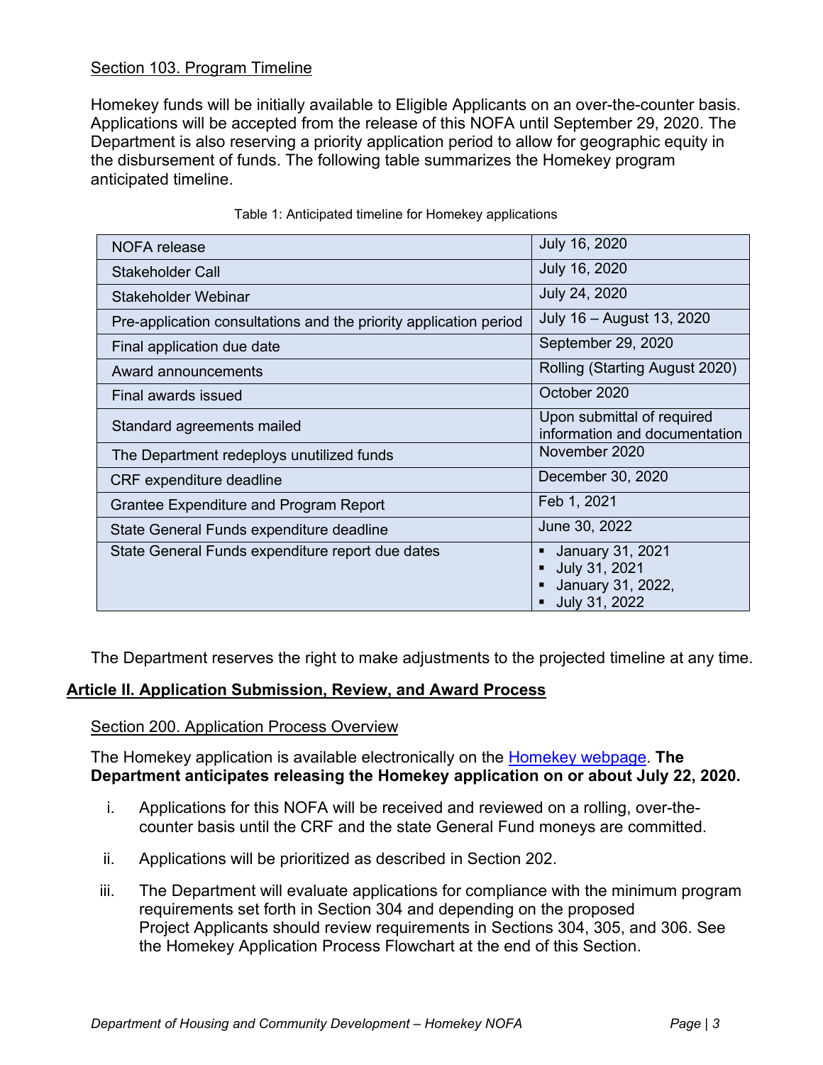Section 103. Program Timeline

Homekey funds will be initially available to Eligible Applicants on an over-the-counter basis. Applications will be accepted from the release of this NOFA until September 29, 2020. The Department is also reserving a priority application period to allow for geographic equity in the disbursement of funds. The following table summarizes the Homekey program anticipated timeline.

Table 1: Anticipated timeline for Homekey applications

| | |
|---|---|
| NOFA release | July 16, 2020 |
| Stakeholder Call | July 16, 2020 |
| Stakeholder Webinar | July 24, 2020 |
| Pre-application consultations and the priority application period | July 16 – August 13, 2020 |
| Final application due date | September 29, 2020 |
| Award announcements | Rolling (Starting August 2020) |
| Final awards issued | October 2020 |
| Standard agreements mailed | Upon submittal of required information and documentation |
| The Department redeploys unutilized funds | November 2020 |
| CRF expenditure deadline | December 30, 2020 |
| Grantee Expenditure and Program Report | Feb 1, 2021 |
| State General Funds expenditure deadline | June 30, 2022 |
| State General Funds expenditure report due dates | ▪ January 31, 2021<br>▪ July 31, 2021<br>▪ January 31, 2022,<br>▪ July 31, 2022 |

The Department reserves the right to make adjustments to the projected timeline at any time.

## Article II. Application Submission, Review, and Award Process

Section 200. Application Process Overview

The Homekey application is available electronically on the Homekey webpage. **The Department anticipates releasing the Homekey application on or about July 22, 2020.**

i. Applications for this NOFA will be received and reviewed on a rolling, over-the-counter basis until the CRF and the state General Fund moneys are committed.

ii. Applications will be prioritized as described in Section 202.

iii. The Department will evaluate applications for compliance with the minimum program requirements set forth in Section 304 and depending on the proposed Project Applicants should review requirements in Sections 304, 305, and 306. See the Homekey Application Process Flowchart at the end of this Section.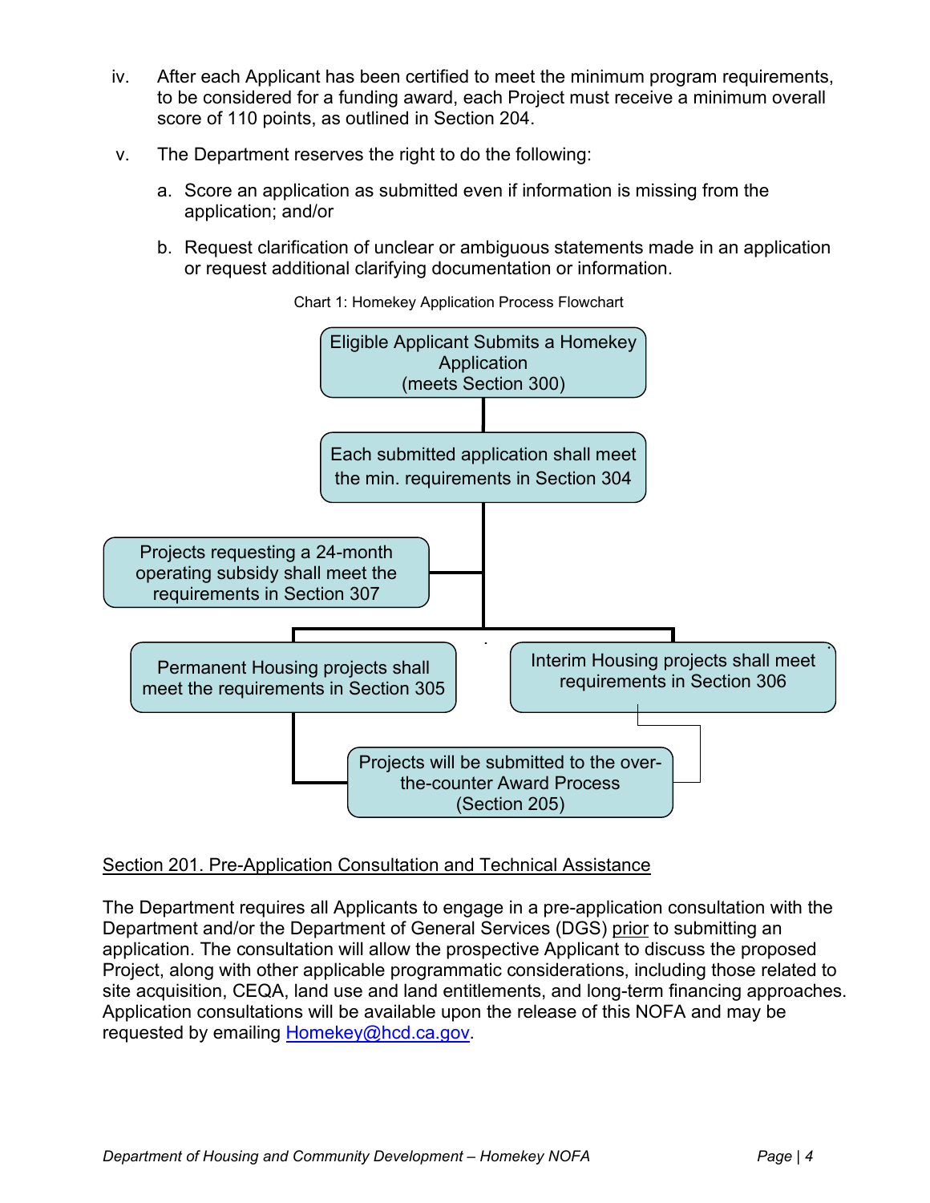iv. After each Applicant has been certified to meet the minimum program requirements, to be considered for a funding award, each Project must receive a minimum overall score of 110 points, as outlined in Section 204.

v. The Department reserves the right to do the following:

   a. Score an application as submitted even if information is missing from the application; and/or

   b. Request clarification of unclear or ambiguous statements made in an application or request additional clarifying documentation or information.

Chart 1: Homekey Application Process Flowchart

- Eligible Applicant Submits a Homekey Application (meets Section 300)
- Each submitted application shall meet the min. requirements in Section 304
- Projects requesting a 24-month operating subsidy shall meet the requirements in Section 307
- Permanent Housing projects shall meet the requirements in Section 305
- Interim Housing projects shall meet requirements in Section 306
- Projects will be submitted to the over-the-counter Award Process (Section 205)

## Section 201. Pre-Application Consultation and Technical Assistance

The Department requires all Applicants to engage in a pre-application consultation with the Department and/or the Department of General Services (DGS) prior to submitting an application. The consultation will allow the prospective Applicant to discuss the proposed Project, along with other applicable programmatic considerations, including those related to site acquisition, CEQA, land use and land entitlements, and long-term financing approaches. Application consultations will be available upon the release of this NOFA and may be requested by emailing Homekey@hcd.ca.gov.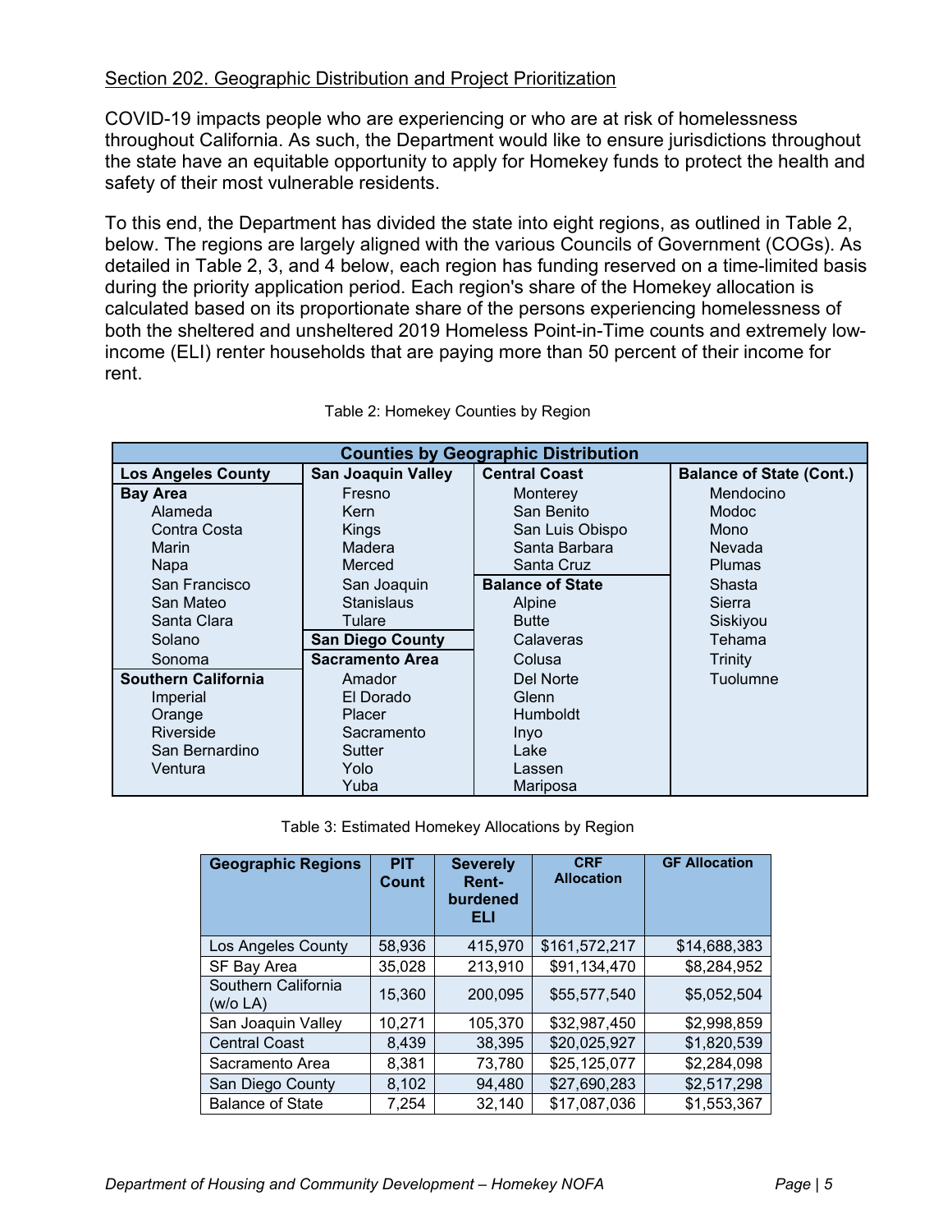Section 202. Geographic Distribution and Project Prioritization

COVID-19 impacts people who are experiencing or who are at risk of homelessness throughout California. As such, the Department would like to ensure jurisdictions throughout the state have an equitable opportunity to apply for Homekey funds to protect the health and safety of their most vulnerable residents.

To this end, the Department has divided the state into eight regions, as outlined in Table 2, below. The regions are largely aligned with the various Councils of Government (COGs). As detailed in Table 2, 3, and 4 below, each region has funding reserved on a time-limited basis during the priority application period. Each region's share of the Homekey allocation is calculated based on its proportionate share of the persons experiencing homelessness of both the sheltered and unsheltered 2019 Homeless Point-in-Time counts and extremely low-income (ELI) renter households that are paying more than 50 percent of their income for rent.

Table 2: Homekey Counties by Region

| Counties by Geographic Distribution | | | |
|---|---|---|---|
| **Los Angeles County** | **San Joaquin Valley** | **Central Coast** | **Balance of State (Cont.)** |
| **Bay Area** | Fresno | Monterey | Mendocino |
| Alameda | Kern | San Benito | Modoc |
| Contra Costa | Kings | San Luis Obispo | Mono |
| Marin | Madera | Santa Barbara | Nevada |
| Napa | Merced | Santa Cruz | Plumas |
| San Francisco | San Joaquin | **Balance of State** | Shasta |
| San Mateo | Stanislaus | Alpine | Sierra |
| Santa Clara | Tulare | Butte | Siskiyou |
| Solano | **San Diego County** | Calaveras | Tehama |
| Sonoma | **Sacramento Area** | Colusa | Trinity |
| **Southern California** | Amador | Del Norte | Tuolumne |
| Imperial | El Dorado | Glenn | |
| Orange | Placer | Humboldt | |
| Riverside | Sacramento | Inyo | |
| San Bernardino | Sutter | Lake | |
| Ventura | Yolo | Lassen | |
| | Yuba | Mariposa | |

Table 3: Estimated Homekey Allocations by Region

| Geographic Regions | PIT Count | Severely Rent-burdened ELI | CRF Allocation | GF Allocation |
|---|---|---|---|---|
| Los Angeles County | 58,936 | 415,970 | $161,572,217 | $14,688,383 |
| SF Bay Area | 35,028 | 213,910 | $91,134,470 | $8,284,952 |
| Southern California (w/o LA) | 15,360 | 200,095 | $55,577,540 | $5,052,504 |
| San Joaquin Valley | 10,271 | 105,370 | $32,987,450 | $2,998,859 |
| Central Coast | 8,439 | 38,395 | $20,025,927 | $1,820,539 |
| Sacramento Area | 8,381 | 73,780 | $25,125,077 | $2,284,098 |
| San Diego County | 8,102 | 94,480 | $27,690,283 | $2,517,298 |
| Balance of State | 7,254 | 32,140 | $17,087,036 | $1,553,367 |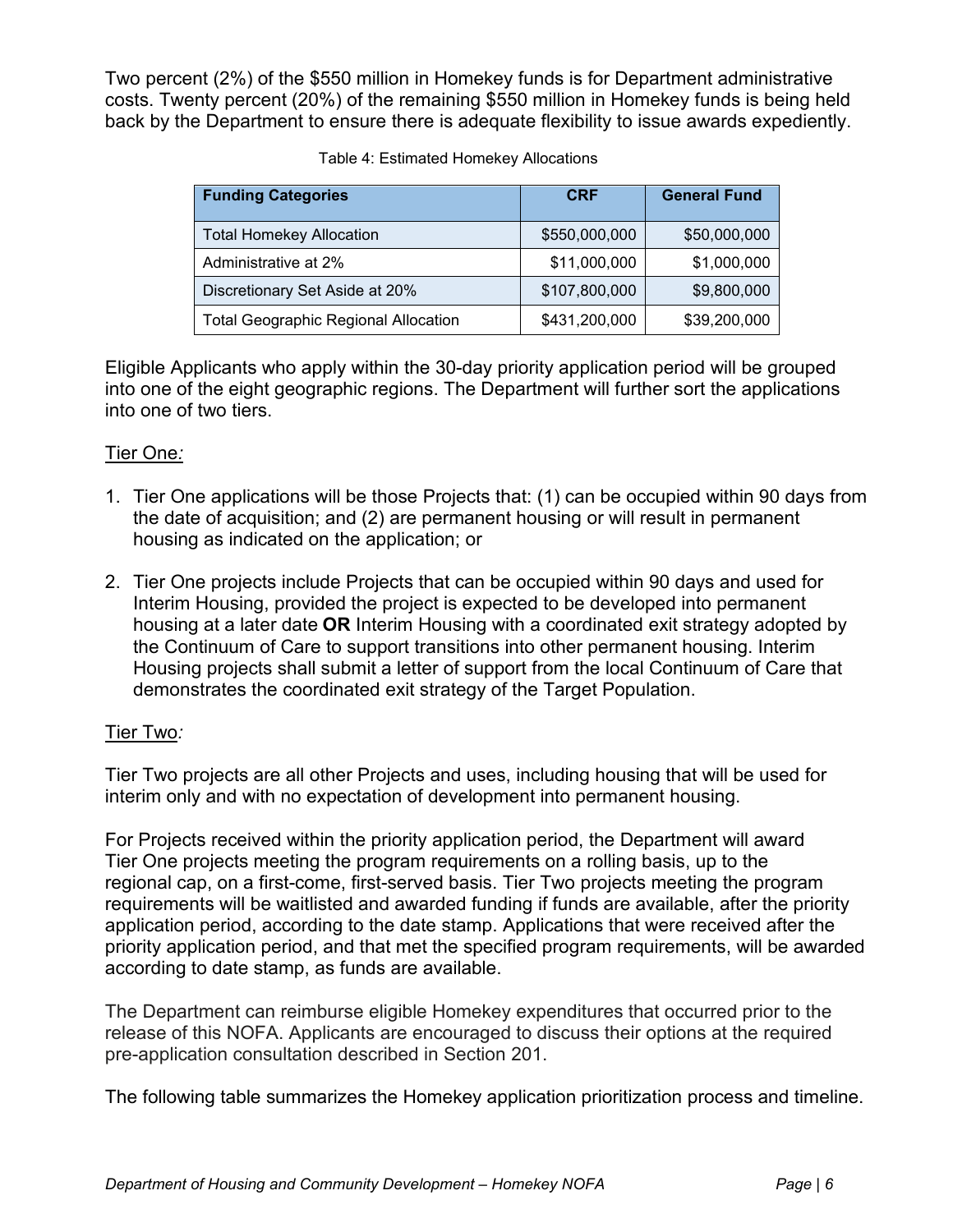Two percent (2%) of the $550 million in Homekey funds is for Department administrative costs. Twenty percent (20%) of the remaining $550 million in Homekey funds is being held back by the Department to ensure there is adequate flexibility to issue awards expediently.

Table 4: Estimated Homekey Allocations

| Funding Categories | CRF | General Fund |
|---|---|---|
| Total Homekey Allocation | $550,000,000 | $50,000,000 |
| Administrative at 2% | $11,000,000 | $1,000,000 |
| Discretionary Set Aside at 20% | $107,800,000 | $9,800,000 |
| Total Geographic Regional Allocation | $431,200,000 | $39,200,000 |

Eligible Applicants who apply within the 30-day priority application period will be grouped into one of the eight geographic regions. The Department will further sort the applications into one of two tiers.

Tier One*:*

1. Tier One applications will be those Projects that: (1) can be occupied within 90 days from the date of acquisition; and (2) are permanent housing or will result in permanent housing as indicated on the application; or

2. Tier One projects include Projects that can be occupied within 90 days and used for Interim Housing, provided the project is expected to be developed into permanent housing at a later date **OR** Interim Housing with a coordinated exit strategy adopted by the Continuum of Care to support transitions into other permanent housing. Interim Housing projects shall submit a letter of support from the local Continuum of Care that demonstrates the coordinated exit strategy of the Target Population.

Tier Two*:*

Tier Two projects are all other Projects and uses, including housing that will be used for interim only and with no expectation of development into permanent housing.

For Projects received within the priority application period, the Department will award Tier One projects meeting the program requirements on a rolling basis, up to the regional cap, on a first-come, first-served basis. Tier Two projects meeting the program requirements will be waitlisted and awarded funding if funds are available, after the priority application period, according to the date stamp. Applications that were received after the priority application period, and that met the specified program requirements, will be awarded according to date stamp, as funds are available.

The Department can reimburse eligible Homekey expenditures that occurred prior to the release of this NOFA. Applicants are encouraged to discuss their options at the required pre-application consultation described in Section 201.

The following table summarizes the Homekey application prioritization process and timeline.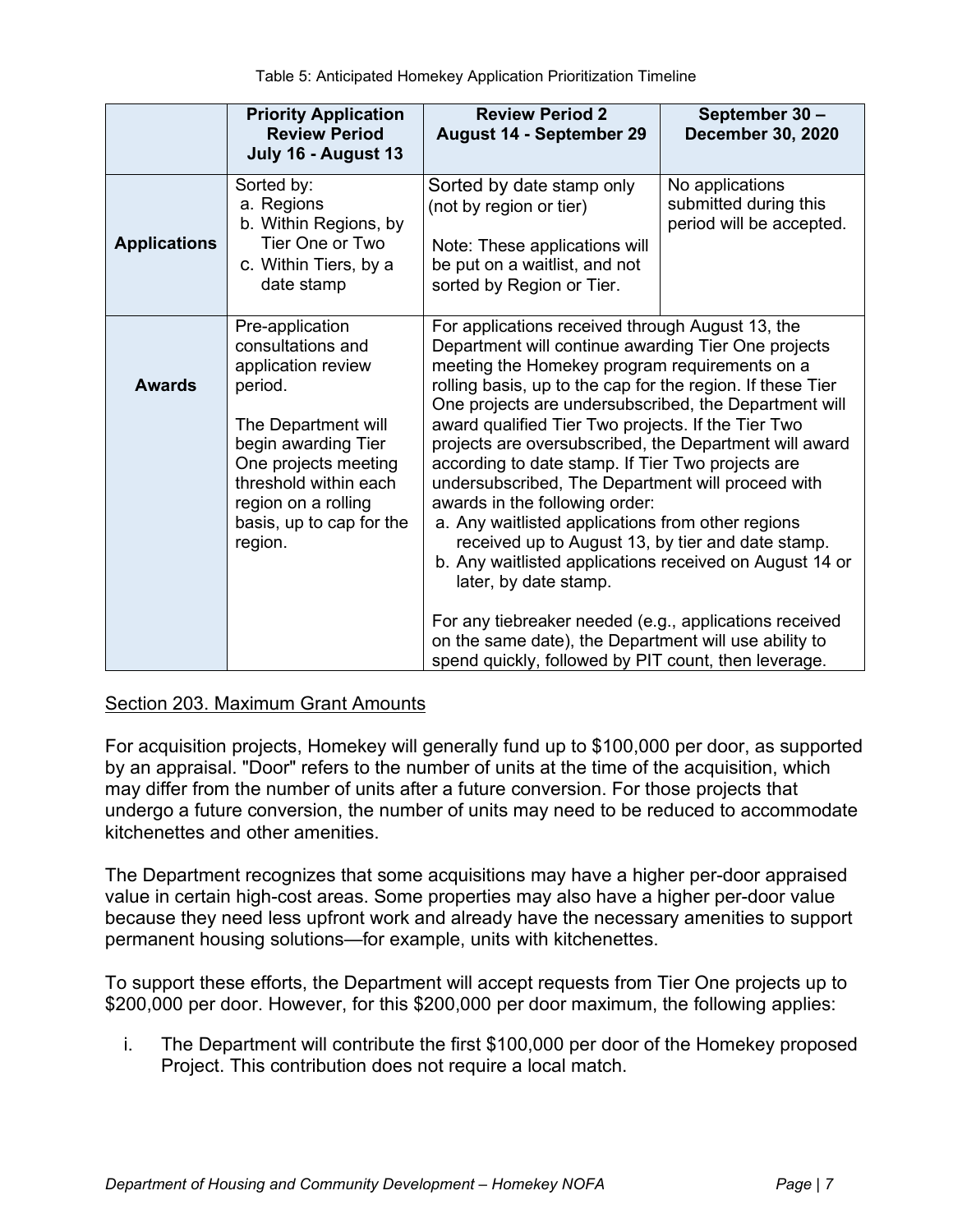Table 5: Anticipated Homekey Application Prioritization Timeline

| | Priority Application Review Period July 16 - August 13 | Review Period 2 August 14 - September 29 | September 30 – December 30, 2020 |
|---|---|---|---|
| **Applications** | Sorted by: a. Regions b. Within Regions, by Tier One or Two c. Within Tiers, by a date stamp | Sorted by date stamp only (not by region or tier) Note: These applications will be put on a waitlist, and not sorted by Region or Tier. | No applications submitted during this period will be accepted. |
| **Awards** | Pre-application consultations and application review period. The Department will begin awarding Tier One projects meeting threshold within each region on a rolling basis, up to cap for the region. | For applications received through August 13, the Department will continue awarding Tier One projects meeting the Homekey program requirements on a rolling basis, up to the cap for the region. If these Tier One projects are undersubscribed, the Department will award qualified Tier Two projects. If the Tier Two projects are oversubscribed, the Department will award according to date stamp. If Tier Two projects are undersubscribed, The Department will proceed with awards in the following order: a. Any waitlisted applications from other regions received up to August 13, by tier and date stamp. b. Any waitlisted applications received on August 14 or later, by date stamp. For any tiebreaker needed (e.g., applications received on the same date), the Department will use ability to spend quickly, followed by PIT count, then leverage. | |

## Section 203. Maximum Grant Amounts

For acquisition projects, Homekey will generally fund up to $100,000 per door, as supported by an appraisal. "Door" refers to the number of units at the time of the acquisition, which may differ from the number of units after a future conversion. For those projects that undergo a future conversion, the number of units may need to be reduced to accommodate kitchenettes and other amenities.

The Department recognizes that some acquisitions may have a higher per-door appraised value in certain high-cost areas. Some properties may also have a higher per-door value because they need less upfront work and already have the necessary amenities to support permanent housing solutions—for example, units with kitchenettes.

To support these efforts, the Department will accept requests from Tier One projects up to $200,000 per door. However, for this $200,000 per door maximum, the following applies:

i. The Department will contribute the first $100,000 per door of the Homekey proposed Project. This contribution does not require a local match.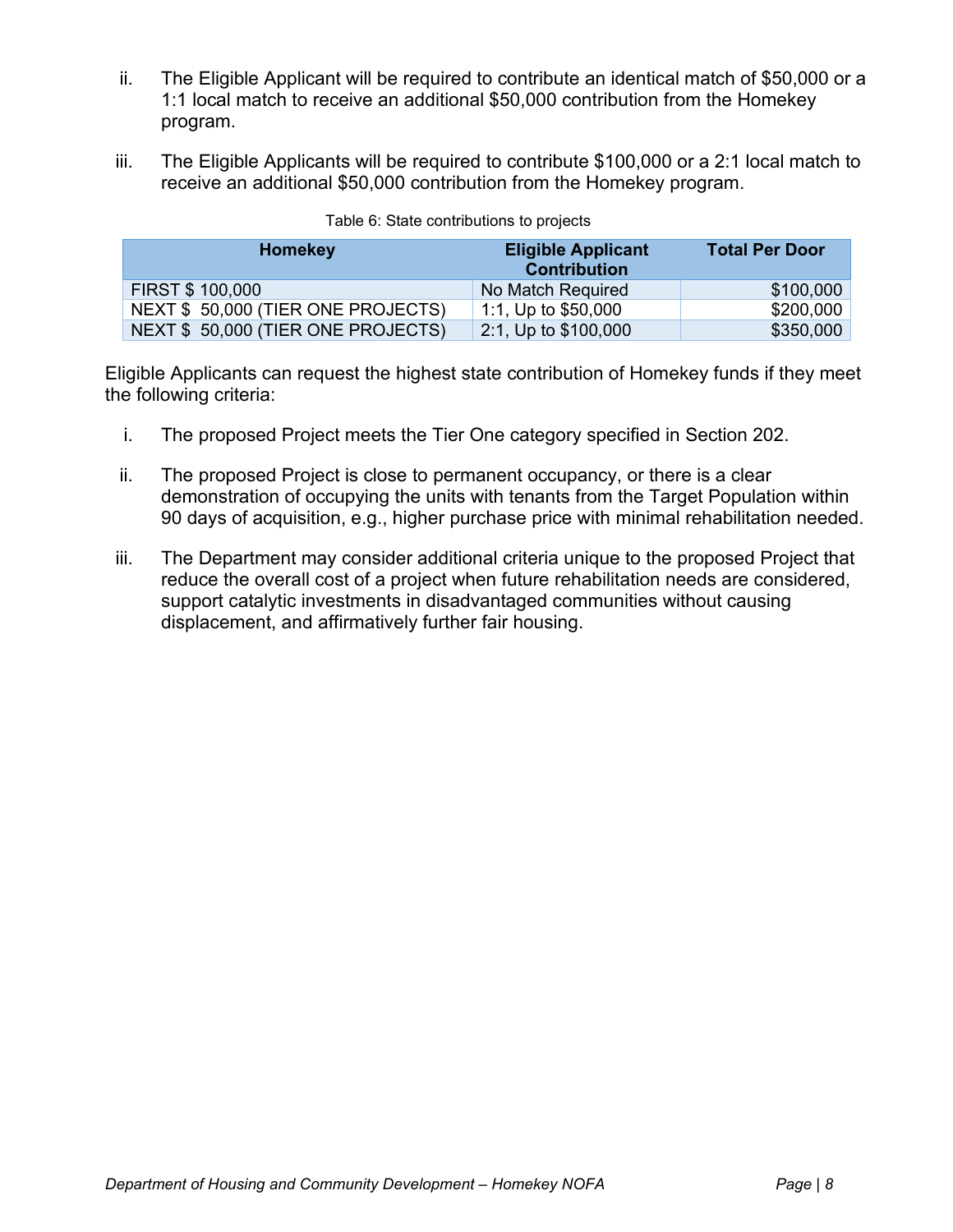ii. The Eligible Applicant will be required to contribute an identical match of $50,000 or a 1:1 local match to receive an additional $50,000 contribution from the Homekey program.

iii. The Eligible Applicants will be required to contribute $100,000 or a 2:1 local match to receive an additional $50,000 contribution from the Homekey program.

Table 6: State contributions to projects

| Homekey | Eligible Applicant Contribution | Total Per Door |
|---|---|---|
| FIRST $ 100,000 | No Match Required | $100,000 |
| NEXT $ 50,000 (TIER ONE PROJECTS) | 1:1, Up to $50,000 | $200,000 |
| NEXT $ 50,000 (TIER ONE PROJECTS) | 2:1, Up to $100,000 | $350,000 |

Eligible Applicants can request the highest state contribution of Homekey funds if they meet the following criteria:

i. The proposed Project meets the Tier One category specified in Section 202.

ii. The proposed Project is close to permanent occupancy, or there is a clear demonstration of occupying the units with tenants from the Target Population within 90 days of acquisition, e.g., higher purchase price with minimal rehabilitation needed.

iii. The Department may consider additional criteria unique to the proposed Project that reduce the overall cost of a project when future rehabilitation needs are considered, support catalytic investments in disadvantaged communities without causing displacement, and affirmatively further fair housing.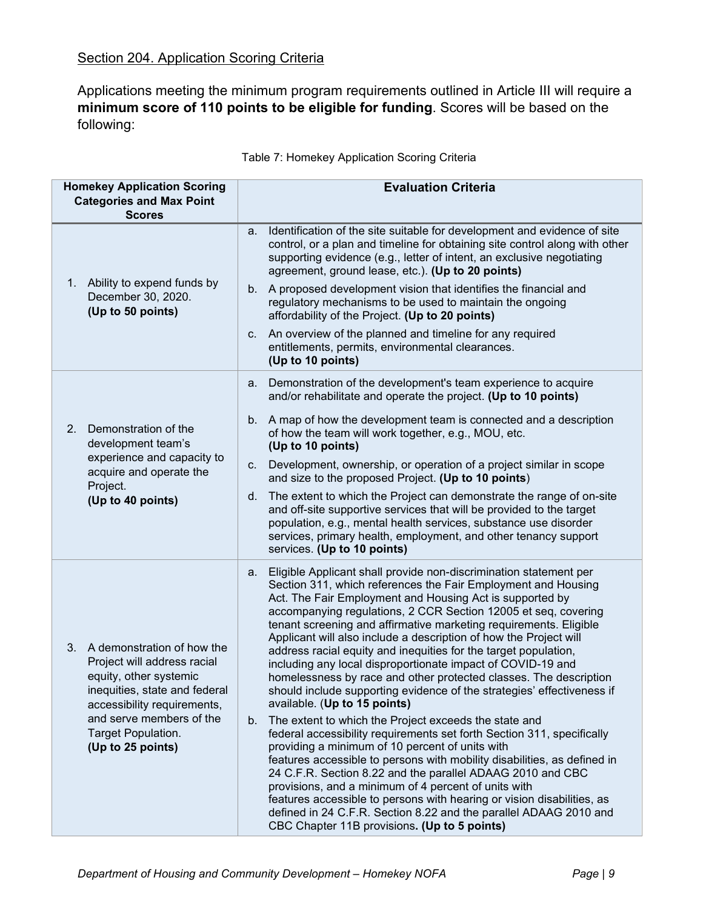## Section 204. Application Scoring Criteria

Applications meeting the minimum program requirements outlined in Article III will require a **minimum score of 110 points to be eligible for funding**. Scores will be based on the following:

Table 7: Homekey Application Scoring Criteria

| Homekey Application Scoring Categories and Max Point Scores | Evaluation Criteria |
|---|---|
| 1. Ability to expend funds by December 30, 2020. **(Up to 50 points)** | a. Identification of the site suitable for development and evidence of site control, or a plan and timeline for obtaining site control along with other supporting evidence (e.g., letter of intent, an exclusive negotiating agreement, ground lease, etc.). **(Up to 20 points)**<br>b. A proposed development vision that identifies the financial and regulatory mechanisms to be used to maintain the ongoing affordability of the Project. **(Up to 20 points)**<br>c. An overview of the planned and timeline for any required entitlements, permits, environmental clearances. **(Up to 10 points)** |
| 2. Demonstration of the development team's experience and capacity to acquire and operate the Project. **(Up to 40 points)** | a. Demonstration of the development's team experience to acquire and/or rehabilitate and operate the project. **(Up to 10 points)**<br>b. A map of how the development team is connected and a description of how the team will work together, e.g., MOU, etc. **(Up to 10 points)**<br>c. Development, ownership, or operation of a project similar in scope and size to the proposed Project. **(Up to 10 points)**<br>d. The extent to which the Project can demonstrate the range of on-site and off-site supportive services that will be provided to the target population, e.g., mental health services, substance use disorder services, primary health, employment, and other tenancy support services. **(Up to 10 points)** |
| 3. A demonstration of how the Project will address racial equity, other systemic inequities, state and federal accessibility requirements, and serve members of the Target Population. **(Up to 25 points)** | a. Eligible Applicant shall provide non-discrimination statement per Section 311, which references the Fair Employment and Housing Act. The Fair Employment and Housing Act is supported by accompanying regulations, 2 CCR Section 12005 et seq, covering tenant screening and affirmative marketing requirements. Eligible Applicant will also include a description of how the Project will address racial equity and inequities for the target population, including any local disproportionate impact of COVID-19 and homelessness by race and other protected classes. The description should include supporting evidence of the strategies' effectiveness if available. (**Up to 15 points)**<br>b. The extent to which the Project exceeds the state and federal accessibility requirements set forth Section 311, specifically providing a minimum of 10 percent of units with features accessible to persons with mobility disabilities, as defined in 24 C.F.R. Section 8.22 and the parallel ADAAG 2010 and CBC provisions, and a minimum of 4 percent of units with features accessible to persons with hearing or vision disabilities, as defined in 24 C.F.R. Section 8.22 and the parallel ADAAG 2010 and CBC Chapter 11B provisions**. (Up to 5 points)** |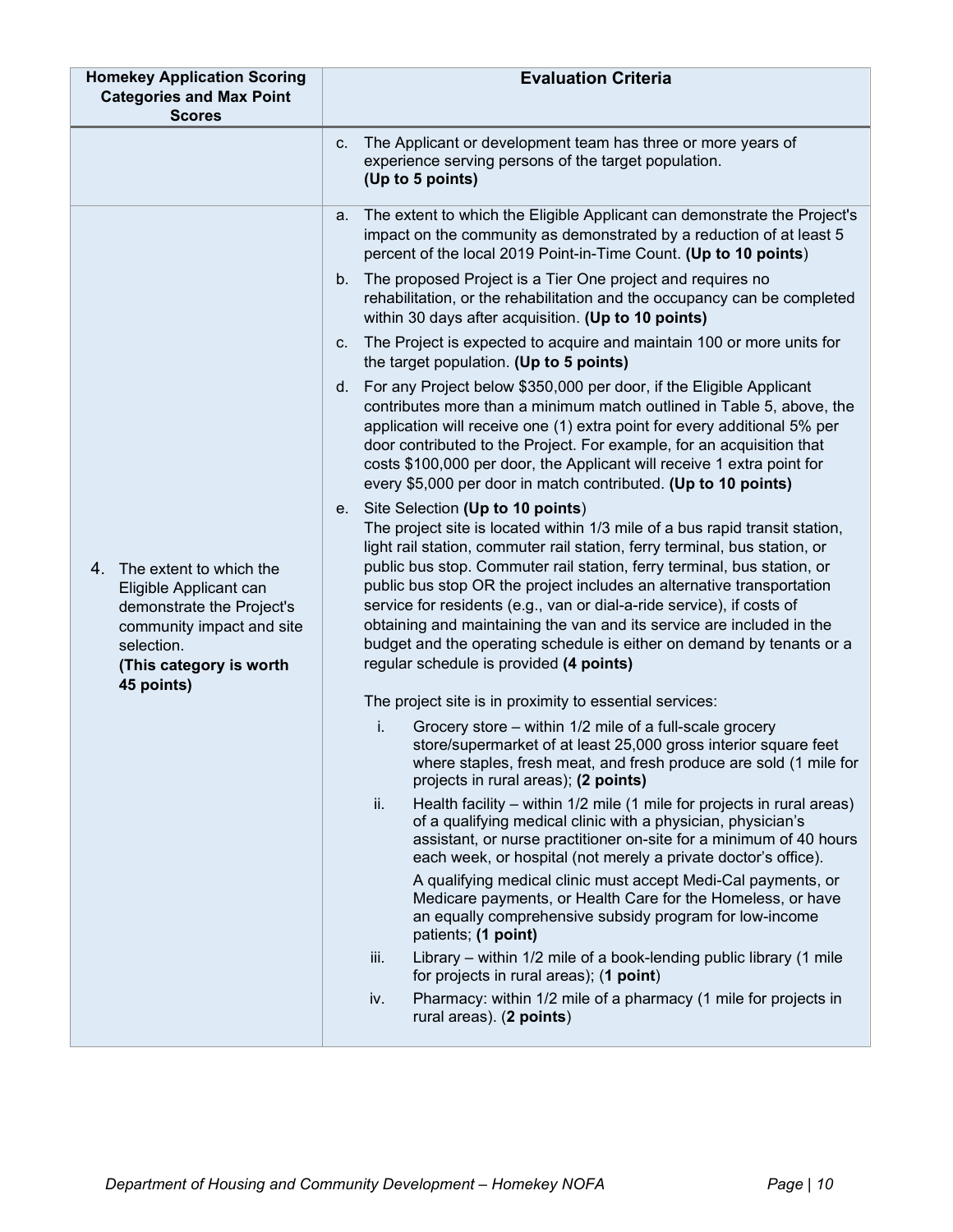| Homekey Application Scoring Categories and Max Point Scores | Evaluation Criteria |
|---|---|
| | c. The Applicant or development team has three or more years of experience serving persons of the target population. **(Up to 5 points)** |
| 4. The extent to which the Eligible Applicant can demonstrate the Project's community impact and site selection. **(This category is worth 45 points)** | a. The extent to which the Eligible Applicant can demonstrate the Project's impact on the community as demonstrated by a reduction of at least 5 percent of the local 2019 Point-in-Time Count. **(Up to 10 points)**<br><br>b. The proposed Project is a Tier One project and requires no rehabilitation, or the rehabilitation and the occupancy can be completed within 30 days after acquisition. **(Up to 10 points)**<br><br>c. The Project is expected to acquire and maintain 100 or more units for the target population. **(Up to 5 points)**<br><br>d. For any Project below $350,000 per door, if the Eligible Applicant contributes more than a minimum match outlined in Table 5, above, the application will receive one (1) extra point for every additional 5% per door contributed to the Project. For example, for an acquisition that costs $100,000 per door, the Applicant will receive 1 extra point for every $5,000 per door in match contributed. **(Up to 10 points)**<br><br>e. Site Selection **(Up to 10 points)**<br>The project site is located within 1/3 mile of a bus rapid transit station, light rail station, commuter rail station, ferry terminal, bus station, or public bus stop. Commuter rail station, ferry terminal, bus station, or public bus stop OR the project includes an alternative transportation service for residents (e.g., van or dial-a-ride service), if costs of obtaining and maintaining the van and its service are included in the budget and the operating schedule is either on demand by tenants or a regular schedule is provided **(4 points)**<br><br>The project site is in proximity to essential services:<br>i. Grocery store – within 1/2 mile of a full-scale grocery store/supermarket of at least 25,000 gross interior square feet where staples, fresh meat, and fresh produce are sold (1 mile for projects in rural areas); **(2 points)**<br>ii. Health facility – within 1/2 mile (1 mile for projects in rural areas) of a qualifying medical clinic with a physician, physician's assistant, or nurse practitioner on-site for a minimum of 40 hours each week, or hospital (not merely a private doctor's office).<br>A qualifying medical clinic must accept Medi-Cal payments, or Medicare payments, or Health Care for the Homeless, or have an equally comprehensive subsidy program for low-income patients; **(1 point)**<br>iii. Library – within 1/2 mile of a book-lending public library (1 mile for projects in rural areas); (**1 point**)<br>iv. Pharmacy: within 1/2 mile of a pharmacy (1 mile for projects in rural areas). (**2 points**) |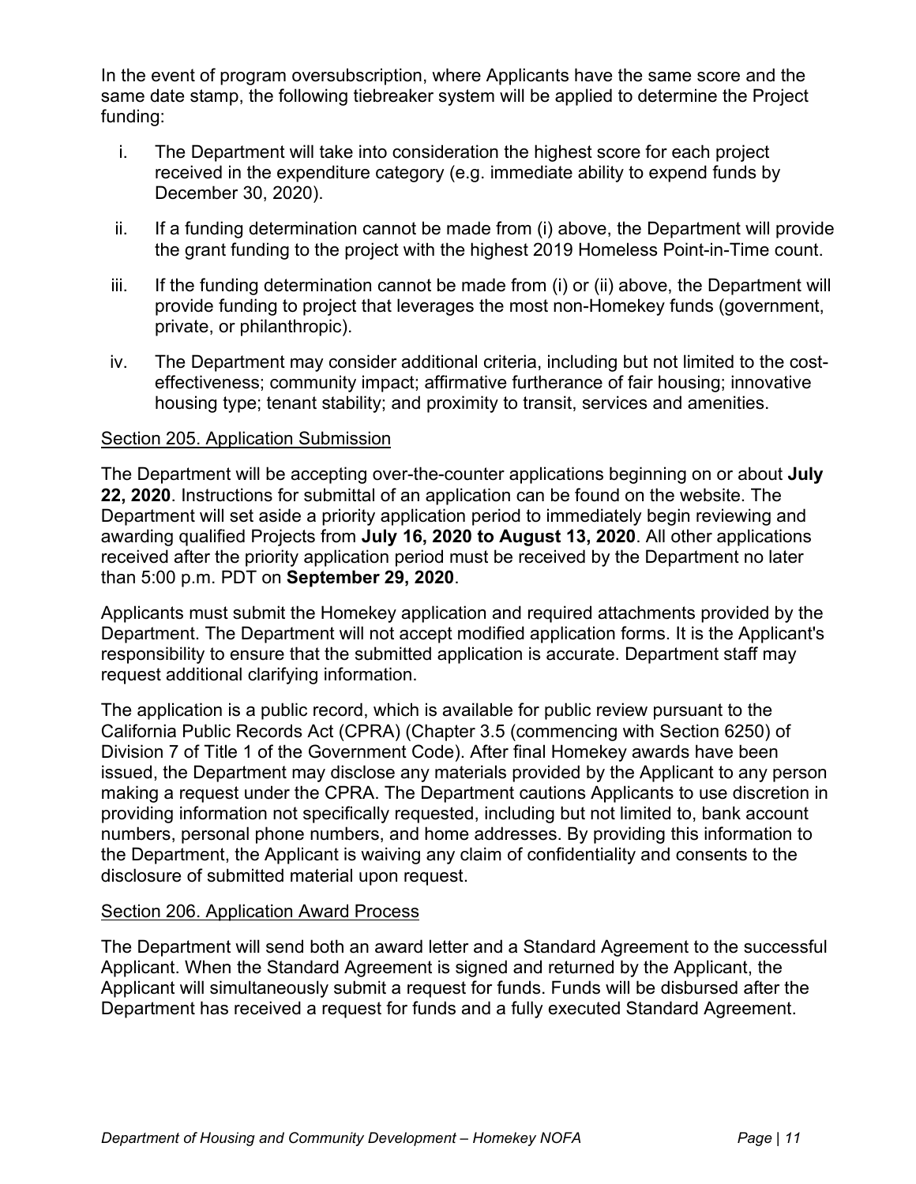In the event of program oversubscription, where Applicants have the same score and the same date stamp, the following tiebreaker system will be applied to determine the Project funding:

i. The Department will take into consideration the highest score for each project received in the expenditure category (e.g. immediate ability to expend funds by December 30, 2020).

ii. If a funding determination cannot be made from (i) above, the Department will provide the grant funding to the project with the highest 2019 Homeless Point-in-Time count.

iii. If the funding determination cannot be made from (i) or (ii) above, the Department will provide funding to project that leverages the most non-Homekey funds (government, private, or philanthropic).

iv. The Department may consider additional criteria, including but not limited to the cost-effectiveness; community impact; affirmative furtherance of fair housing; innovative housing type; tenant stability; and proximity to transit, services and amenities.

<u>Section 205. Application Submission</u>

The Department will be accepting over-the-counter applications beginning on or about **July 22, 2020**. Instructions for submittal of an application can be found on the website. The Department will set aside a priority application period to immediately begin reviewing and awarding qualified Projects from **July 16, 2020 to August 13, 2020**. All other applications received after the priority application period must be received by the Department no later than 5:00 p.m. PDT on **September 29, 2020**.

Applicants must submit the Homekey application and required attachments provided by the Department. The Department will not accept modified application forms. It is the Applicant's responsibility to ensure that the submitted application is accurate. Department staff may request additional clarifying information.

The application is a public record, which is available for public review pursuant to the California Public Records Act (CPRA) (Chapter 3.5 (commencing with Section 6250) of Division 7 of Title 1 of the Government Code). After final Homekey awards have been issued, the Department may disclose any materials provided by the Applicant to any person making a request under the CPRA. The Department cautions Applicants to use discretion in providing information not specifically requested, including but not limited to, bank account numbers, personal phone numbers, and home addresses. By providing this information to the Department, the Applicant is waiving any claim of confidentiality and consents to the disclosure of submitted material upon request.

<u>Section 206. Application Award Process</u>

The Department will send both an award letter and a Standard Agreement to the successful Applicant. When the Standard Agreement is signed and returned by the Applicant, the Applicant will simultaneously submit a request for funds. Funds will be disbursed after the Department has received a request for funds and a fully executed Standard Agreement.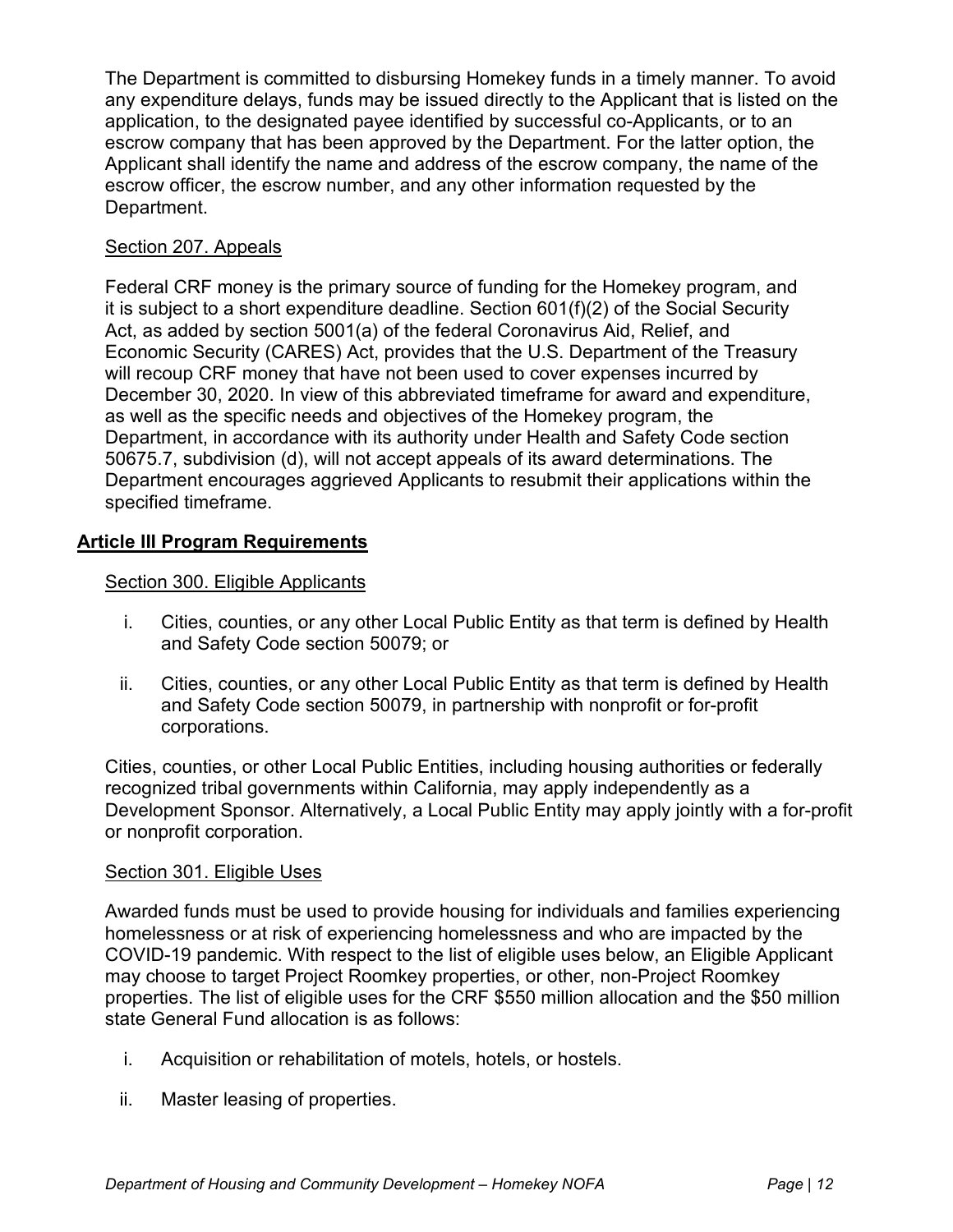The Department is committed to disbursing Homekey funds in a timely manner. To avoid any expenditure delays, funds may be issued directly to the Applicant that is listed on the application, to the designated payee identified by successful co-Applicants, or to an escrow company that has been approved by the Department. For the latter option, the Applicant shall identify the name and address of the escrow company, the name of the escrow officer, the escrow number, and any other information requested by the Department.

### Section 207. Appeals

Federal CRF money is the primary source of funding for the Homekey program, and it is subject to a short expenditure deadline. Section 601(f)(2) of the Social Security Act, as added by section 5001(a) of the federal Coronavirus Aid, Relief, and Economic Security (CARES) Act, provides that the U.S. Department of the Treasury will recoup CRF money that have not been used to cover expenses incurred by December 30, 2020. In view of this abbreviated timeframe for award and expenditure, as well as the specific needs and objectives of the Homekey program, the Department, in accordance with its authority under Health and Safety Code section 50675.7, subdivision (d), will not accept appeals of its award determinations. The Department encourages aggrieved Applicants to resubmit their applications within the specified timeframe.

## Article III Program Requirements

### Section 300. Eligible Applicants

i. Cities, counties, or any other Local Public Entity as that term is defined by Health and Safety Code section 50079; or

ii. Cities, counties, or any other Local Public Entity as that term is defined by Health and Safety Code section 50079, in partnership with nonprofit or for-profit corporations.

Cities, counties, or other Local Public Entities, including housing authorities or federally recognized tribal governments within California, may apply independently as a Development Sponsor. Alternatively, a Local Public Entity may apply jointly with a for-profit or nonprofit corporation.

### Section 301. Eligible Uses

Awarded funds must be used to provide housing for individuals and families experiencing homelessness or at risk of experiencing homelessness and who are impacted by the COVID-19 pandemic. With respect to the list of eligible uses below, an Eligible Applicant may choose to target Project Roomkey properties, or other, non-Project Roomkey properties. The list of eligible uses for the CRF $550 million allocation and the $50 million state General Fund allocation is as follows:

i. Acquisition or rehabilitation of motels, hotels, or hostels.

ii. Master leasing of properties.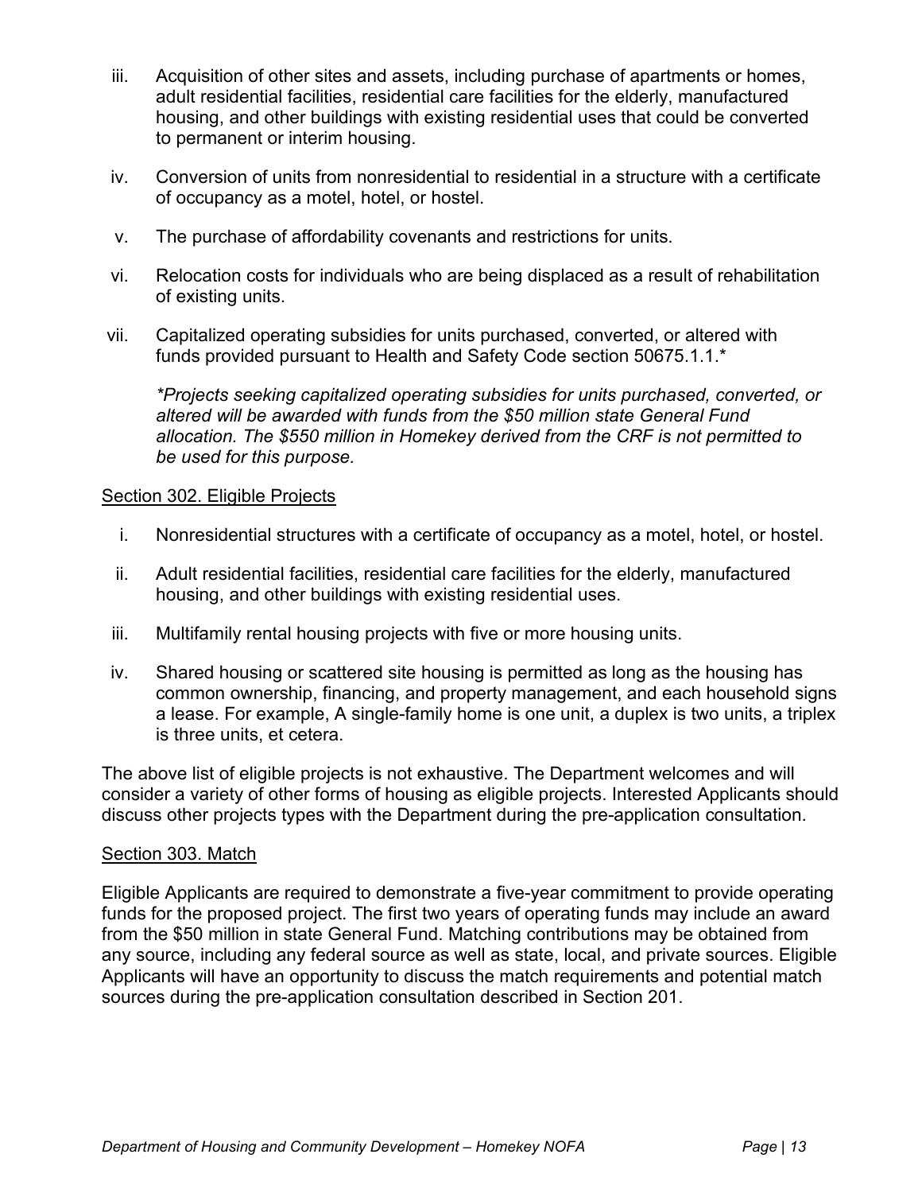iii. Acquisition of other sites and assets, including purchase of apartments or homes, adult residential facilities, residential care facilities for the elderly, manufactured housing, and other buildings with existing residential uses that could be converted to permanent or interim housing.

iv. Conversion of units from nonresidential to residential in a structure with a certificate of occupancy as a motel, hotel, or hostel.

v. The purchase of affordability covenants and restrictions for units.

vi. Relocation costs for individuals who are being displaced as a result of rehabilitation of existing units.

vii. Capitalized operating subsidies for units purchased, converted, or altered with funds provided pursuant to Health and Safety Code section 50675.1.1.*

*\*Projects seeking capitalized operating subsidies for units purchased, converted, or altered will be awarded with funds from the $50 million state General Fund allocation. The $550 million in Homekey derived from the CRF is not permitted to be used for this purpose.*

<u>Section 302. Eligible Projects</u>

i. Nonresidential structures with a certificate of occupancy as a motel, hotel, or hostel.

ii. Adult residential facilities, residential care facilities for the elderly, manufactured housing, and other buildings with existing residential uses.

iii. Multifamily rental housing projects with five or more housing units.

iv. Shared housing or scattered site housing is permitted as long as the housing has common ownership, financing, and property management, and each household signs a lease. For example, A single-family home is one unit, a duplex is two units, a triplex is three units, et cetera.

The above list of eligible projects is not exhaustive. The Department welcomes and will consider a variety of other forms of housing as eligible projects. Interested Applicants should discuss other projects types with the Department during the pre-application consultation.

<u>Section 303. Match</u>

Eligible Applicants are required to demonstrate a five-year commitment to provide operating funds for the proposed project. The first two years of operating funds may include an award from the $50 million in state General Fund. Matching contributions may be obtained from any source, including any federal source as well as state, local, and private sources. Eligible Applicants will have an opportunity to discuss the match requirements and potential match sources during the pre-application consultation described in Section 201.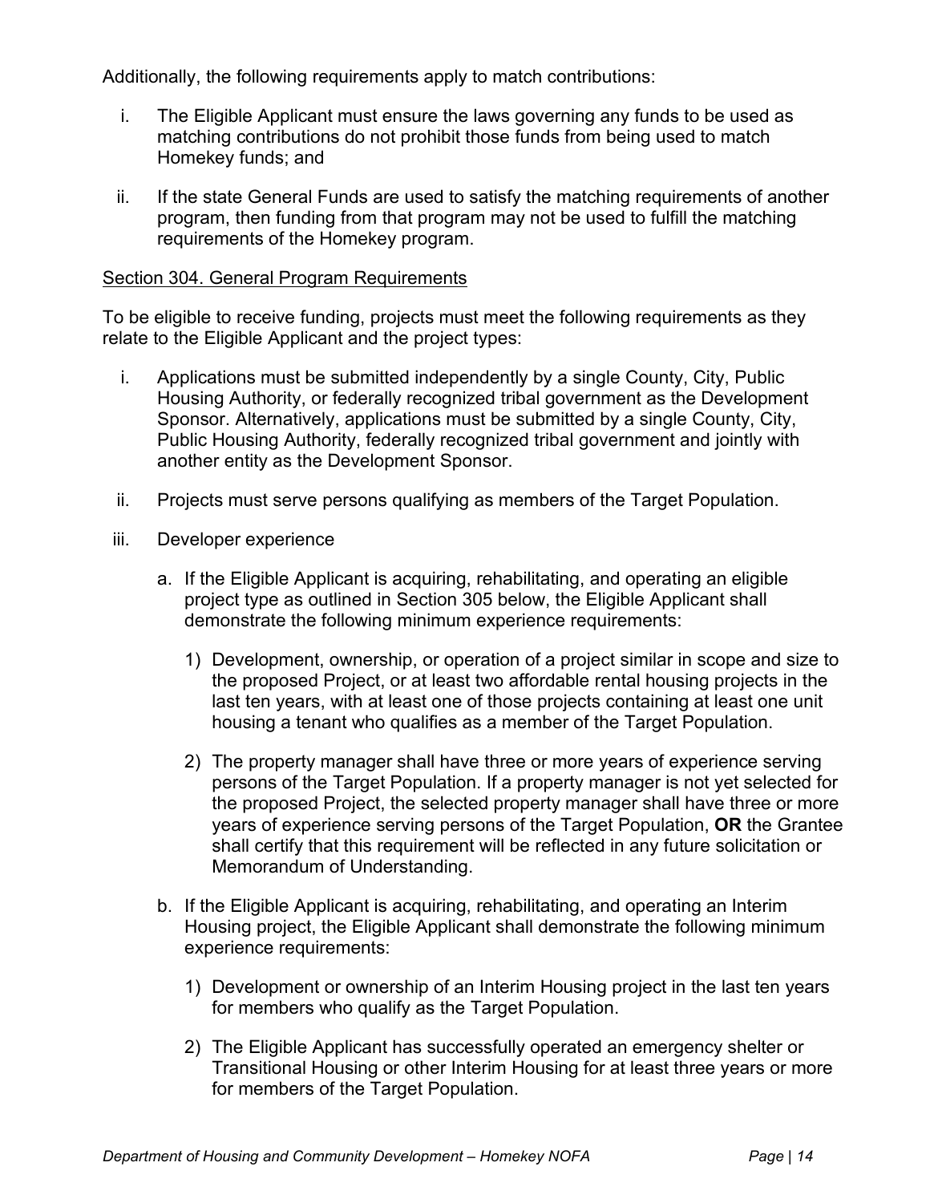Additionally, the following requirements apply to match contributions:

i. The Eligible Applicant must ensure the laws governing any funds to be used as matching contributions do not prohibit those funds from being used to match Homekey funds; and

ii. If the state General Funds are used to satisfy the matching requirements of another program, then funding from that program may not be used to fulfill the matching requirements of the Homekey program.

<u>Section 304. General Program Requirements</u>

To be eligible to receive funding, projects must meet the following requirements as they relate to the Eligible Applicant and the project types:

i. Applications must be submitted independently by a single County, City, Public Housing Authority, or federally recognized tribal government as the Development Sponsor. Alternatively, applications must be submitted by a single County, City, Public Housing Authority, federally recognized tribal government and jointly with another entity as the Development Sponsor.

ii. Projects must serve persons qualifying as members of the Target Population.

iii. Developer experience

   a. If the Eligible Applicant is acquiring, rehabilitating, and operating an eligible project type as outlined in Section 305 below, the Eligible Applicant shall demonstrate the following minimum experience requirements:

      1) Development, ownership, or operation of a project similar in scope and size to the proposed Project, or at least two affordable rental housing projects in the last ten years, with at least one of those projects containing at least one unit housing a tenant who qualifies as a member of the Target Population.

      2) The property manager shall have three or more years of experience serving persons of the Target Population. If a property manager is not yet selected for the proposed Project, the selected property manager shall have three or more years of experience serving persons of the Target Population, **OR** the Grantee shall certify that this requirement will be reflected in any future solicitation or Memorandum of Understanding.

   b. If the Eligible Applicant is acquiring, rehabilitating, and operating an Interim Housing project, the Eligible Applicant shall demonstrate the following minimum experience requirements:

      1) Development or ownership of an Interim Housing project in the last ten years for members who qualify as the Target Population.

      2) The Eligible Applicant has successfully operated an emergency shelter or Transitional Housing or other Interim Housing for at least three years or more for members of the Target Population.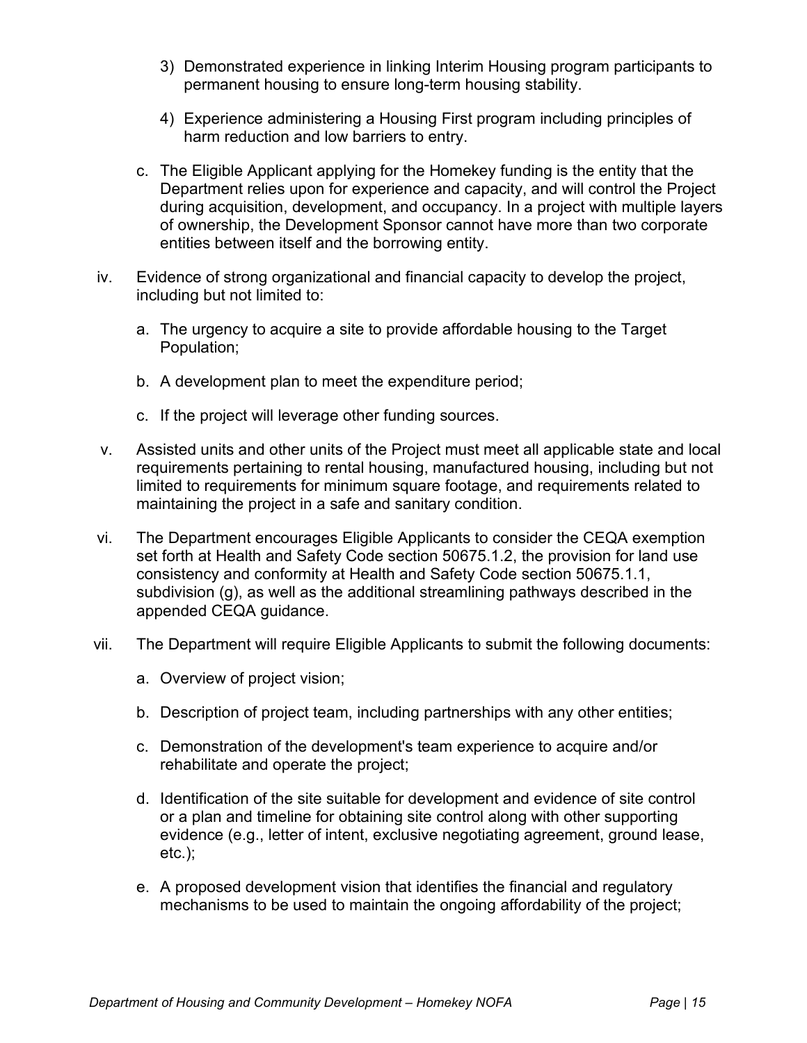3) Demonstrated experience in linking Interim Housing program participants to permanent housing to ensure long-term housing stability.

4) Experience administering a Housing First program including principles of harm reduction and low barriers to entry.

c. The Eligible Applicant applying for the Homekey funding is the entity that the Department relies upon for experience and capacity, and will control the Project during acquisition, development, and occupancy. In a project with multiple layers of ownership, the Development Sponsor cannot have more than two corporate entities between itself and the borrowing entity.

iv. Evidence of strong organizational and financial capacity to develop the project, including but not limited to:

a. The urgency to acquire a site to provide affordable housing to the Target Population;

b. A development plan to meet the expenditure period;

c. If the project will leverage other funding sources.

v. Assisted units and other units of the Project must meet all applicable state and local requirements pertaining to rental housing, manufactured housing, including but not limited to requirements for minimum square footage, and requirements related to maintaining the project in a safe and sanitary condition.

vi. The Department encourages Eligible Applicants to consider the CEQA exemption set forth at Health and Safety Code section 50675.1.2, the provision for land use consistency and conformity at Health and Safety Code section 50675.1.1, subdivision (g), as well as the additional streamlining pathways described in the appended CEQA guidance.

vii. The Department will require Eligible Applicants to submit the following documents:

a. Overview of project vision;

b. Description of project team, including partnerships with any other entities;

c. Demonstration of the development's team experience to acquire and/or rehabilitate and operate the project;

d. Identification of the site suitable for development and evidence of site control or a plan and timeline for obtaining site control along with other supporting evidence (e.g., letter of intent, exclusive negotiating agreement, ground lease, etc.);

e. A proposed development vision that identifies the financial and regulatory mechanisms to be used to maintain the ongoing affordability of the project;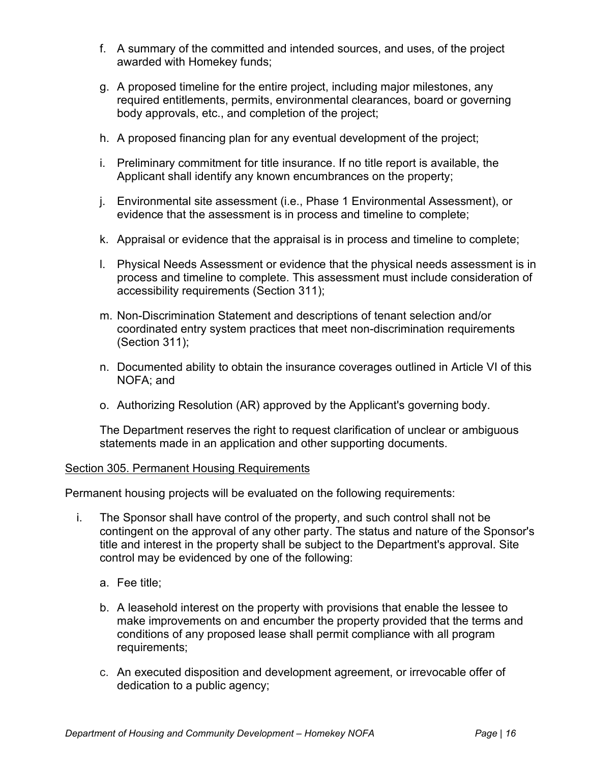f. A summary of the committed and intended sources, and uses, of the project awarded with Homekey funds;

g. A proposed timeline for the entire project, including major milestones, any required entitlements, permits, environmental clearances, board or governing body approvals, etc., and completion of the project;

h. A proposed financing plan for any eventual development of the project;

i. Preliminary commitment for title insurance. If no title report is available, the Applicant shall identify any known encumbrances on the property;

j. Environmental site assessment (i.e., Phase 1 Environmental Assessment), or evidence that the assessment is in process and timeline to complete;

k. Appraisal or evidence that the appraisal is in process and timeline to complete;

l. Physical Needs Assessment or evidence that the physical needs assessment is in process and timeline to complete. This assessment must include consideration of accessibility requirements (Section 311);

m. Non-Discrimination Statement and descriptions of tenant selection and/or coordinated entry system practices that meet non-discrimination requirements (Section 311);

n. Documented ability to obtain the insurance coverages outlined in Article VI of this NOFA; and

o. Authorizing Resolution (AR) approved by the Applicant's governing body.

The Department reserves the right to request clarification of unclear or ambiguous statements made in an application and other supporting documents.

Section 305. Permanent Housing Requirements

Permanent housing projects will be evaluated on the following requirements:

i. The Sponsor shall have control of the property, and such control shall not be contingent on the approval of any other party. The status and nature of the Sponsor's title and interest in the property shall be subject to the Department's approval. Site control may be evidenced by one of the following:

   a. Fee title;

   b. A leasehold interest on the property with provisions that enable the lessee to make improvements on and encumber the property provided that the terms and conditions of any proposed lease shall permit compliance with all program requirements;

   c. An executed disposition and development agreement, or irrevocable offer of dedication to a public agency;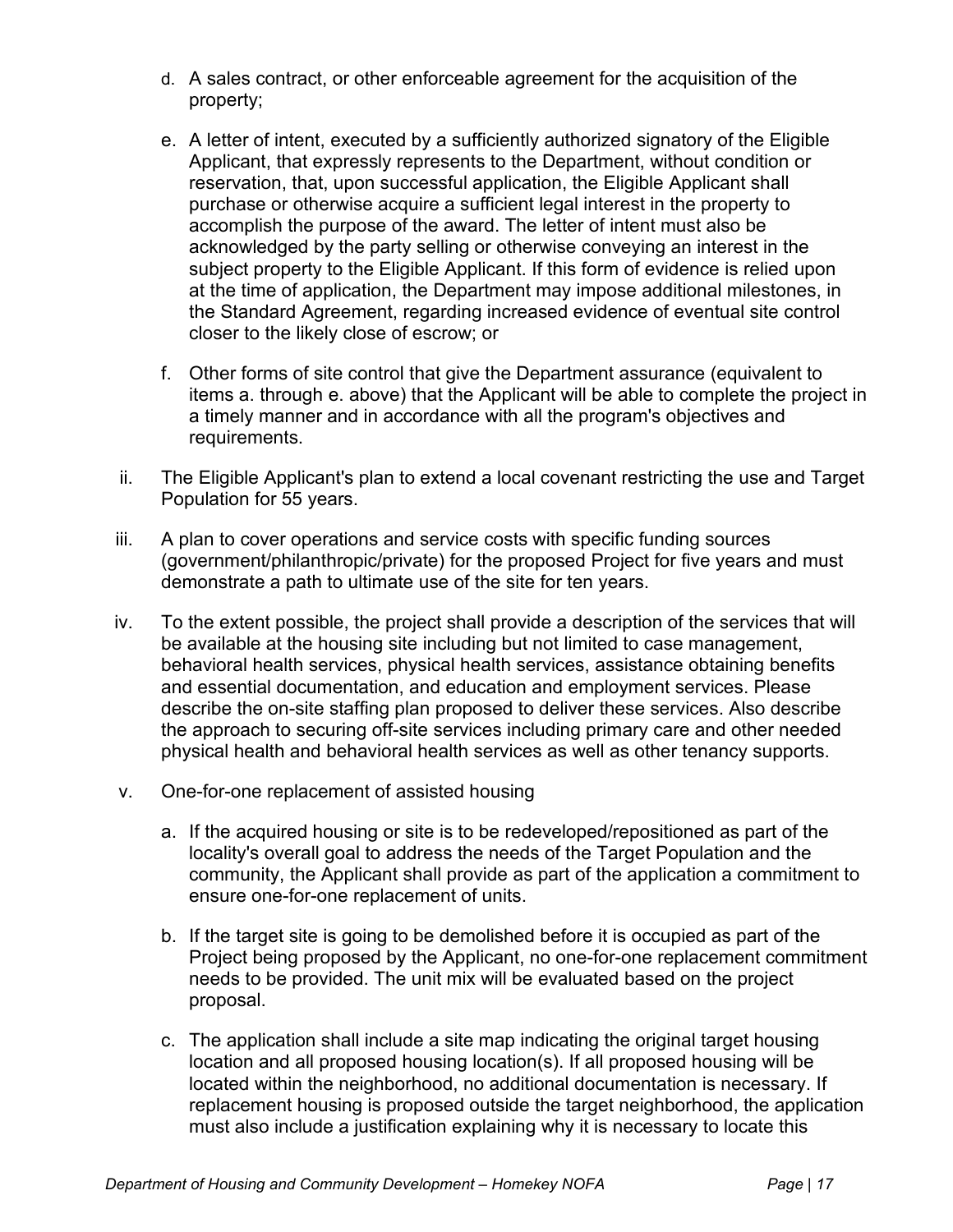d. A sales contract, or other enforceable agreement for the acquisition of the property;

e. A letter of intent, executed by a sufficiently authorized signatory of the Eligible Applicant, that expressly represents to the Department, without condition or reservation, that, upon successful application, the Eligible Applicant shall purchase or otherwise acquire a sufficient legal interest in the property to accomplish the purpose of the award. The letter of intent must also be acknowledged by the party selling or otherwise conveying an interest in the subject property to the Eligible Applicant. If this form of evidence is relied upon at the time of application, the Department may impose additional milestones, in the Standard Agreement, regarding increased evidence of eventual site control closer to the likely close of escrow; or

f. Other forms of site control that give the Department assurance (equivalent to items a. through e. above) that the Applicant will be able to complete the project in a timely manner and in accordance with all the program's objectives and requirements.

ii. The Eligible Applicant's plan to extend a local covenant restricting the use and Target Population for 55 years.

iii. A plan to cover operations and service costs with specific funding sources (government/philanthropic/private) for the proposed Project for five years and must demonstrate a path to ultimate use of the site for ten years.

iv. To the extent possible, the project shall provide a description of the services that will be available at the housing site including but not limited to case management, behavioral health services, physical health services, assistance obtaining benefits and essential documentation, and education and employment services. Please describe the on-site staffing plan proposed to deliver these services. Also describe the approach to securing off-site services including primary care and other needed physical health and behavioral health services as well as other tenancy supports.

v. One-for-one replacement of assisted housing

a. If the acquired housing or site is to be redeveloped/repositioned as part of the locality's overall goal to address the needs of the Target Population and the community, the Applicant shall provide as part of the application a commitment to ensure one-for-one replacement of units.

b. If the target site is going to be demolished before it is occupied as part of the Project being proposed by the Applicant, no one-for-one replacement commitment needs to be provided. The unit mix will be evaluated based on the project proposal.

c. The application shall include a site map indicating the original target housing location and all proposed housing location(s). If all proposed housing will be located within the neighborhood, no additional documentation is necessary. If replacement housing is proposed outside the target neighborhood, the application must also include a justification explaining why it is necessary to locate this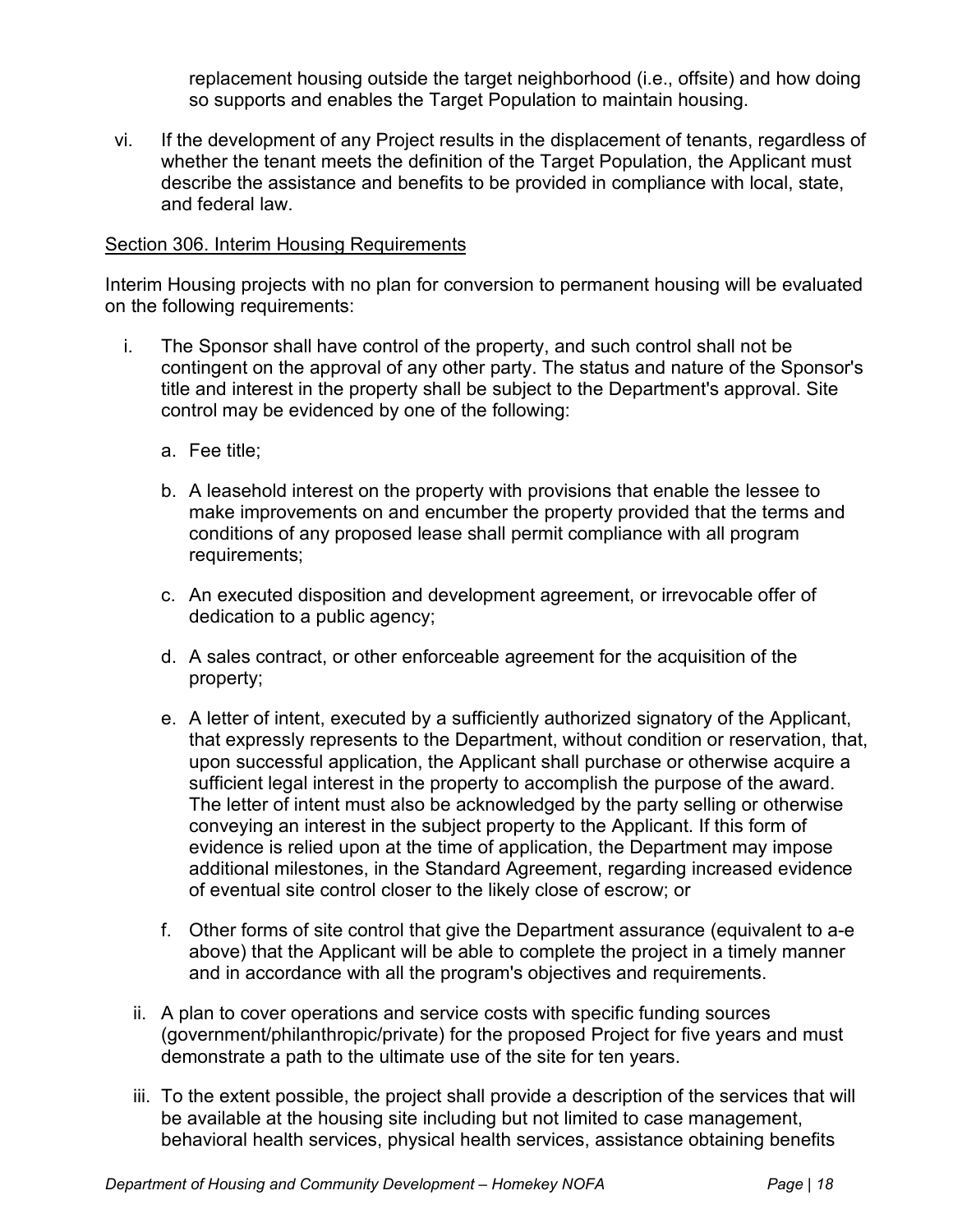replacement housing outside the target neighborhood (i.e., offsite) and how doing so supports and enables the Target Population to maintain housing.

vi. If the development of any Project results in the displacement of tenants, regardless of whether the tenant meets the definition of the Target Population, the Applicant must describe the assistance and benefits to be provided in compliance with local, state, and federal law.

Section 306. Interim Housing Requirements

Interim Housing projects with no plan for conversion to permanent housing will be evaluated on the following requirements:

i. The Sponsor shall have control of the property, and such control shall not be contingent on the approval of any other party. The status and nature of the Sponsor's title and interest in the property shall be subject to the Department's approval. Site control may be evidenced by one of the following:

   a. Fee title;

   b. A leasehold interest on the property with provisions that enable the lessee to make improvements on and encumber the property provided that the terms and conditions of any proposed lease shall permit compliance with all program requirements;

   c. An executed disposition and development agreement, or irrevocable offer of dedication to a public agency;

   d. A sales contract, or other enforceable agreement for the acquisition of the property;

   e. A letter of intent, executed by a sufficiently authorized signatory of the Applicant, that expressly represents to the Department, without condition or reservation, that, upon successful application, the Applicant shall purchase or otherwise acquire a sufficient legal interest in the property to accomplish the purpose of the award. The letter of intent must also be acknowledged by the party selling or otherwise conveying an interest in the subject property to the Applicant. If this form of evidence is relied upon at the time of application, the Department may impose additional milestones, in the Standard Agreement, regarding increased evidence of eventual site control closer to the likely close of escrow; or

   f. Other forms of site control that give the Department assurance (equivalent to a-e above) that the Applicant will be able to complete the project in a timely manner and in accordance with all the program's objectives and requirements.

ii. A plan to cover operations and service costs with specific funding sources (government/philanthropic/private) for the proposed Project for five years and must demonstrate a path to the ultimate use of the site for ten years.

iii. To the extent possible, the project shall provide a description of the services that will be available at the housing site including but not limited to case management, behavioral health services, physical health services, assistance obtaining benefits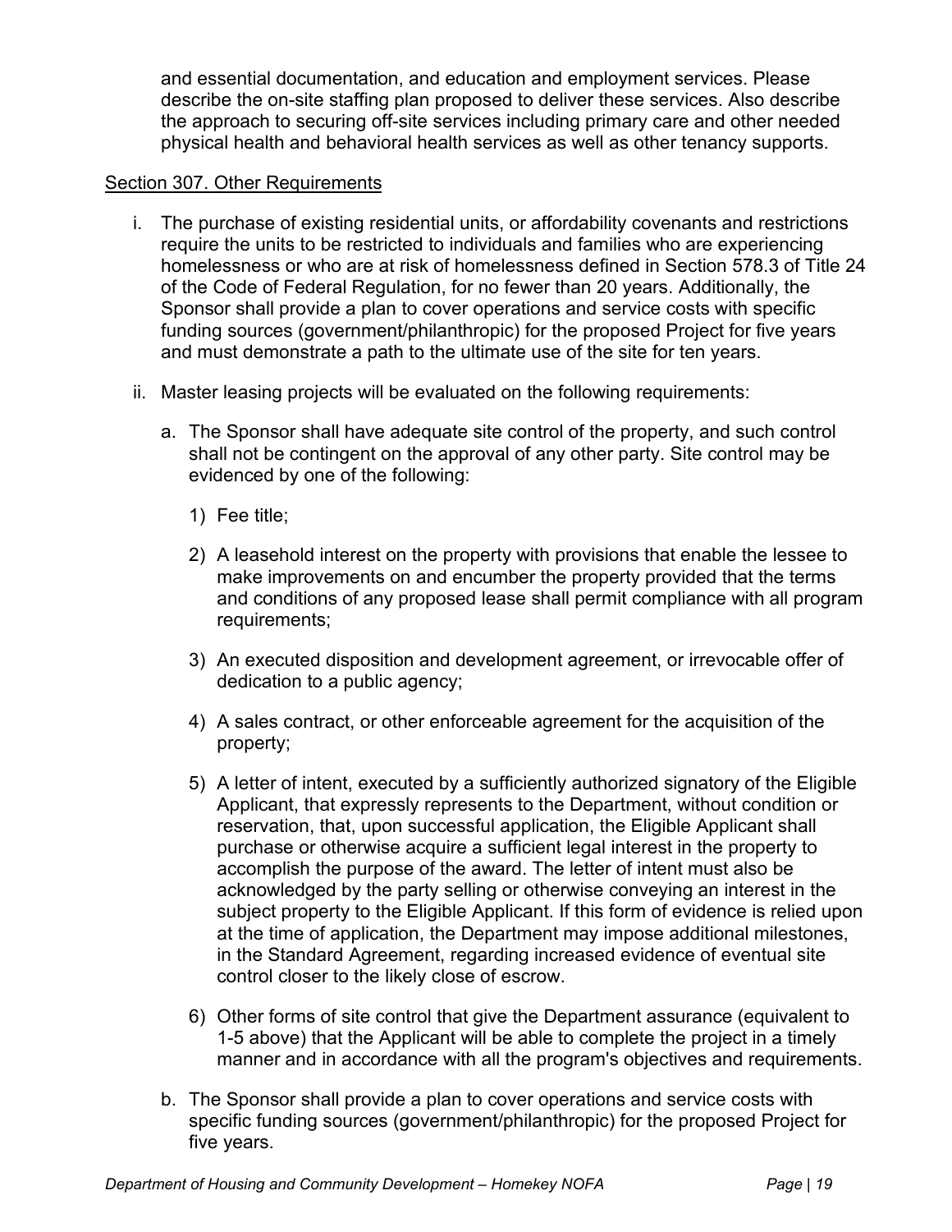and essential documentation, and education and employment services. Please describe the on-site staffing plan proposed to deliver these services. Also describe the approach to securing off-site services including primary care and other needed physical health and behavioral health services as well as other tenancy supports.

## Section 307. Other Requirements

i. The purchase of existing residential units, or affordability covenants and restrictions require the units to be restricted to individuals and families who are experiencing homelessness or who are at risk of homelessness defined in Section 578.3 of Title 24 of the Code of Federal Regulation, for no fewer than 20 years. Additionally, the Sponsor shall provide a plan to cover operations and service costs with specific funding sources (government/philanthropic) for the proposed Project for five years and must demonstrate a path to the ultimate use of the site for ten years.

ii. Master leasing projects will be evaluated on the following requirements:

   a. The Sponsor shall have adequate site control of the property, and such control shall not be contingent on the approval of any other party. Site control may be evidenced by one of the following:

      1) Fee title;

      2) A leasehold interest on the property with provisions that enable the lessee to make improvements on and encumber the property provided that the terms and conditions of any proposed lease shall permit compliance with all program requirements;

      3) An executed disposition and development agreement, or irrevocable offer of dedication to a public agency;

      4) A sales contract, or other enforceable agreement for the acquisition of the property;

      5) A letter of intent, executed by a sufficiently authorized signatory of the Eligible Applicant, that expressly represents to the Department, without condition or reservation, that, upon successful application, the Eligible Applicant shall purchase or otherwise acquire a sufficient legal interest in the property to accomplish the purpose of the award. The letter of intent must also be acknowledged by the party selling or otherwise conveying an interest in the subject property to the Eligible Applicant. If this form of evidence is relied upon at the time of application, the Department may impose additional milestones, in the Standard Agreement, regarding increased evidence of eventual site control closer to the likely close of escrow.

      6) Other forms of site control that give the Department assurance (equivalent to 1-5 above) that the Applicant will be able to complete the project in a timely manner and in accordance with all the program's objectives and requirements.

   b. The Sponsor shall provide a plan to cover operations and service costs with specific funding sources (government/philanthropic) for the proposed Project for five years.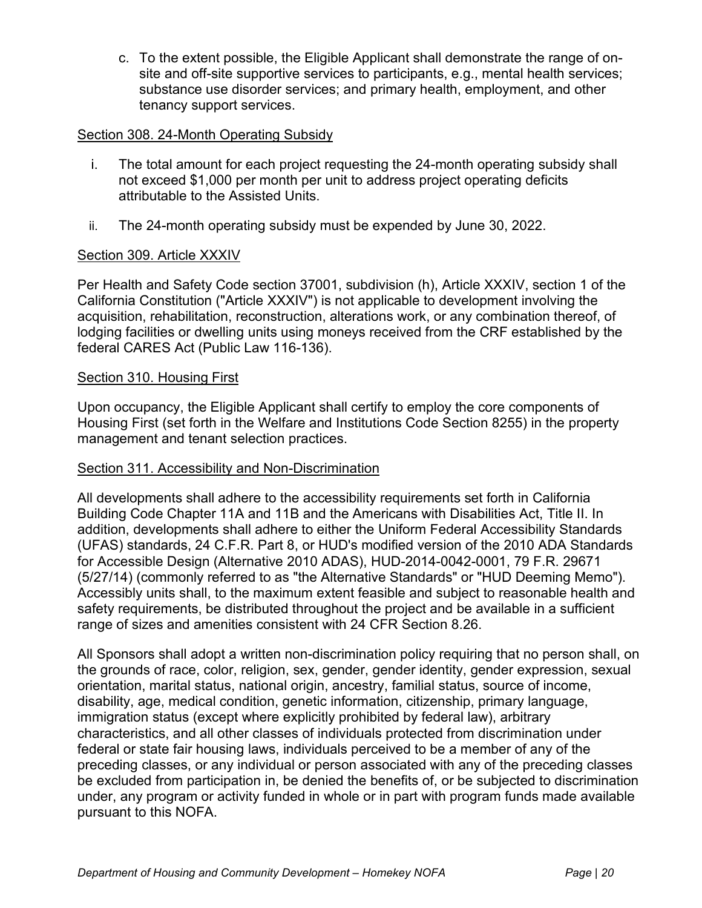c. To the extent possible, the Eligible Applicant shall demonstrate the range of on-site and off-site supportive services to participants, e.g., mental health services; substance use disorder services; and primary health, employment, and other tenancy support services.

## Section 308. 24-Month Operating Subsidy

i. The total amount for each project requesting the 24-month operating subsidy shall not exceed $1,000 per month per unit to address project operating deficits attributable to the Assisted Units.

ii. The 24-month operating subsidy must be expended by June 30, 2022.

## Section 309. Article XXXIV

Per Health and Safety Code section 37001, subdivision (h), Article XXXIV, section 1 of the California Constitution ("Article XXXIV") is not applicable to development involving the acquisition, rehabilitation, reconstruction, alterations work, or any combination thereof, of lodging facilities or dwelling units using moneys received from the CRF established by the federal CARES Act (Public Law 116-136).

## Section 310. Housing First

Upon occupancy, the Eligible Applicant shall certify to employ the core components of Housing First (set forth in the Welfare and Institutions Code Section 8255) in the property management and tenant selection practices.

## Section 311. Accessibility and Non-Discrimination

All developments shall adhere to the accessibility requirements set forth in California Building Code Chapter 11A and 11B and the Americans with Disabilities Act, Title II. In addition, developments shall adhere to either the Uniform Federal Accessibility Standards (UFAS) standards, 24 C.F.R. Part 8, or HUD's modified version of the 2010 ADA Standards for Accessible Design (Alternative 2010 ADAS), HUD-2014-0042-0001, 79 F.R. 29671 (5/27/14) (commonly referred to as "the Alternative Standards" or "HUD Deeming Memo"). Accessibly units shall, to the maximum extent feasible and subject to reasonable health and safety requirements, be distributed throughout the project and be available in a sufficient range of sizes and amenities consistent with 24 CFR Section 8.26.

All Sponsors shall adopt a written non-discrimination policy requiring that no person shall, on the grounds of race, color, religion, sex, gender, gender identity, gender expression, sexual orientation, marital status, national origin, ancestry, familial status, source of income, disability, age, medical condition, genetic information, citizenship, primary language, immigration status (except where explicitly prohibited by federal law), arbitrary characteristics, and all other classes of individuals protected from discrimination under federal or state fair housing laws, individuals perceived to be a member of any of the preceding classes, or any individual or person associated with any of the preceding classes be excluded from participation in, be denied the benefits of, or be subjected to discrimination under, any program or activity funded in whole or in part with program funds made available pursuant to this NOFA.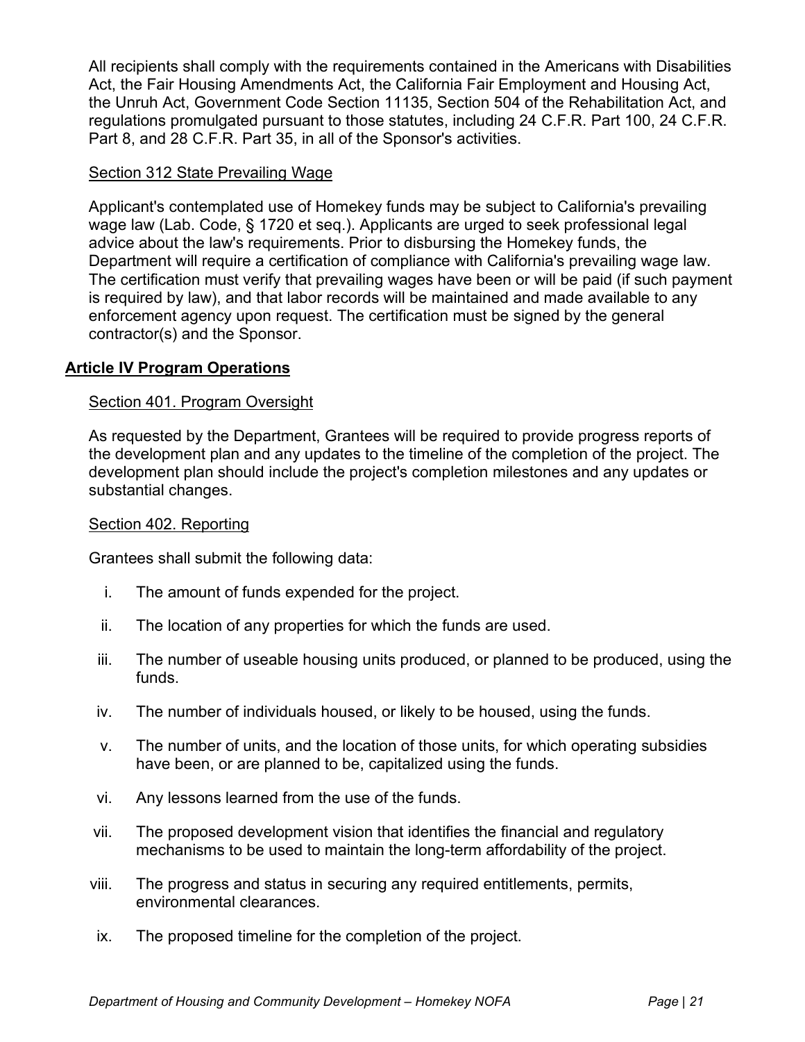All recipients shall comply with the requirements contained in the Americans with Disabilities Act, the Fair Housing Amendments Act, the California Fair Employment and Housing Act, the Unruh Act, Government Code Section 11135, Section 504 of the Rehabilitation Act, and regulations promulgated pursuant to those statutes, including 24 C.F.R. Part 100, 24 C.F.R. Part 8, and 28 C.F.R. Part 35, in all of the Sponsor's activities.

### Section 312 State Prevailing Wage

Applicant's contemplated use of Homekey funds may be subject to California's prevailing wage law (Lab. Code, § 1720 et seq.). Applicants are urged to seek professional legal advice about the law's requirements. Prior to disbursing the Homekey funds, the Department will require a certification of compliance with California's prevailing wage law. The certification must verify that prevailing wages have been or will be paid (if such payment is required by law), and that labor records will be maintained and made available to any enforcement agency upon request. The certification must be signed by the general contractor(s) and the Sponsor.

## Article IV Program Operations

### Section 401. Program Oversight

As requested by the Department, Grantees will be required to provide progress reports of the development plan and any updates to the timeline of the completion of the project. The development plan should include the project's completion milestones and any updates or substantial changes.

### Section 402. Reporting

Grantees shall submit the following data:

i. The amount of funds expended for the project.

ii. The location of any properties for which the funds are used.

iii. The number of useable housing units produced, or planned to be produced, using the funds.

iv. The number of individuals housed, or likely to be housed, using the funds.

v. The number of units, and the location of those units, for which operating subsidies have been, or are planned to be, capitalized using the funds.

vi. Any lessons learned from the use of the funds.

vii. The proposed development vision that identifies the financial and regulatory mechanisms to be used to maintain the long-term affordability of the project.

viii. The progress and status in securing any required entitlements, permits, environmental clearances.

ix. The proposed timeline for the completion of the project.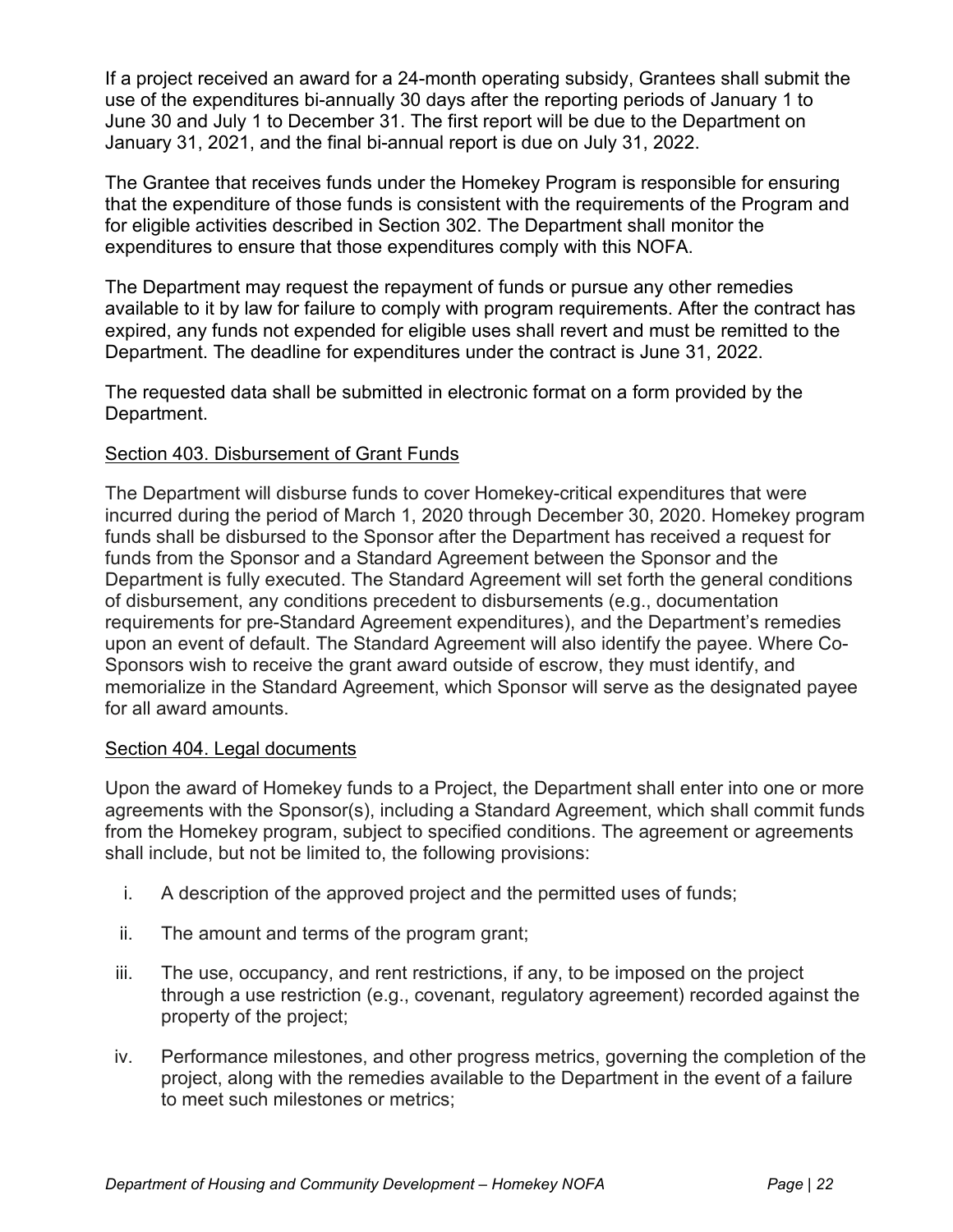If a project received an award for a 24-month operating subsidy, Grantees shall submit the use of the expenditures bi-annually 30 days after the reporting periods of January 1 to June 30 and July 1 to December 31. The first report will be due to the Department on January 31, 2021, and the final bi-annual report is due on July 31, 2022.

The Grantee that receives funds under the Homekey Program is responsible for ensuring that the expenditure of those funds is consistent with the requirements of the Program and for eligible activities described in Section 302. The Department shall monitor the expenditures to ensure that those expenditures comply with this NOFA.

The Department may request the repayment of funds or pursue any other remedies available to it by law for failure to comply with program requirements. After the contract has expired, any funds not expended for eligible uses shall revert and must be remitted to the Department. The deadline for expenditures under the contract is June 31, 2022.

The requested data shall be submitted in electronic format on a form provided by the Department.

## Section 403. Disbursement of Grant Funds

The Department will disburse funds to cover Homekey-critical expenditures that were incurred during the period of March 1, 2020 through December 30, 2020. Homekey program funds shall be disbursed to the Sponsor after the Department has received a request for funds from the Sponsor and a Standard Agreement between the Sponsor and the Department is fully executed. The Standard Agreement will set forth the general conditions of disbursement, any conditions precedent to disbursements (e.g., documentation requirements for pre-Standard Agreement expenditures), and the Department's remedies upon an event of default. The Standard Agreement will also identify the payee. Where Co-Sponsors wish to receive the grant award outside of escrow, they must identify, and memorialize in the Standard Agreement, which Sponsor will serve as the designated payee for all award amounts.

## Section 404. Legal documents

Upon the award of Homekey funds to a Project, the Department shall enter into one or more agreements with the Sponsor(s), including a Standard Agreement, which shall commit funds from the Homekey program, subject to specified conditions. The agreement or agreements shall include, but not be limited to, the following provisions:

i. A description of the approved project and the permitted uses of funds;

ii. The amount and terms of the program grant;

iii. The use, occupancy, and rent restrictions, if any, to be imposed on the project through a use restriction (e.g., covenant, regulatory agreement) recorded against the property of the project;

iv. Performance milestones, and other progress metrics, governing the completion of the project, along with the remedies available to the Department in the event of a failure to meet such milestones or metrics;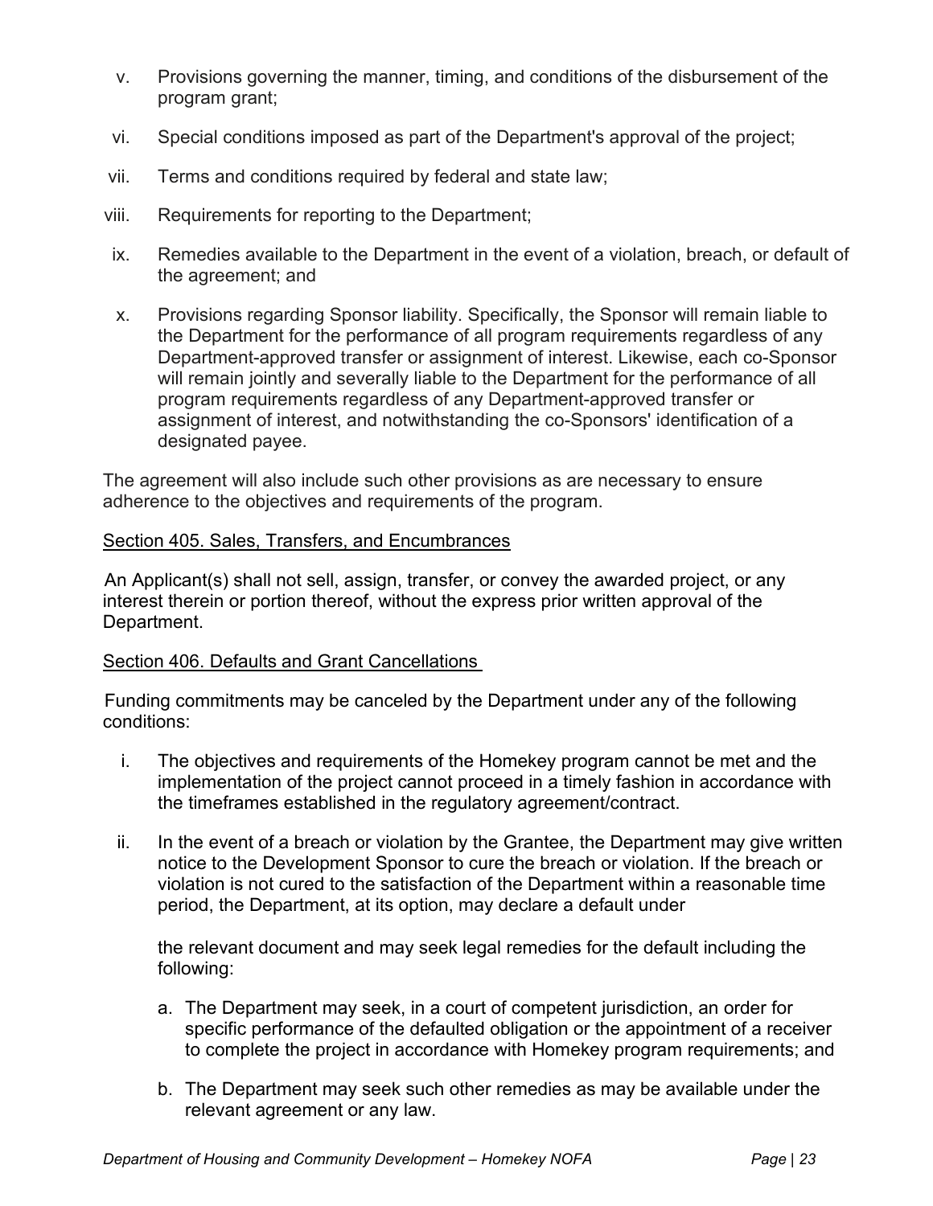v. Provisions governing the manner, timing, and conditions of the disbursement of the program grant;

vi. Special conditions imposed as part of the Department's approval of the project;

vii. Terms and conditions required by federal and state law;

viii. Requirements for reporting to the Department;

ix. Remedies available to the Department in the event of a violation, breach, or default of the agreement; and

x. Provisions regarding Sponsor liability. Specifically, the Sponsor will remain liable to the Department for the performance of all program requirements regardless of any Department-approved transfer or assignment of interest. Likewise, each co-Sponsor will remain jointly and severally liable to the Department for the performance of all program requirements regardless of any Department-approved transfer or assignment of interest, and notwithstanding the co-Sponsors' identification of a designated payee.

The agreement will also include such other provisions as are necessary to ensure adherence to the objectives and requirements of the program.

## Section 405. Sales, Transfers, and Encumbrances

An Applicant(s) shall not sell, assign, transfer, or convey the awarded project, or any interest therein or portion thereof, without the express prior written approval of the Department.

## Section 406. Defaults and Grant Cancellations

Funding commitments may be canceled by the Department under any of the following conditions:

i. The objectives and requirements of the Homekey program cannot be met and the implementation of the project cannot proceed in a timely fashion in accordance with the timeframes established in the regulatory agreement/contract.

ii. In the event of a breach or violation by the Grantee, the Department may give written notice to the Development Sponsor to cure the breach or violation. If the breach or violation is not cured to the satisfaction of the Department within a reasonable time period, the Department, at its option, may declare a default under

   the relevant document and may seek legal remedies for the default including the following:

   a. The Department may seek, in a court of competent jurisdiction, an order for specific performance of the defaulted obligation or the appointment of a receiver to complete the project in accordance with Homekey program requirements; and

   b. The Department may seek such other remedies as may be available under the relevant agreement or any law.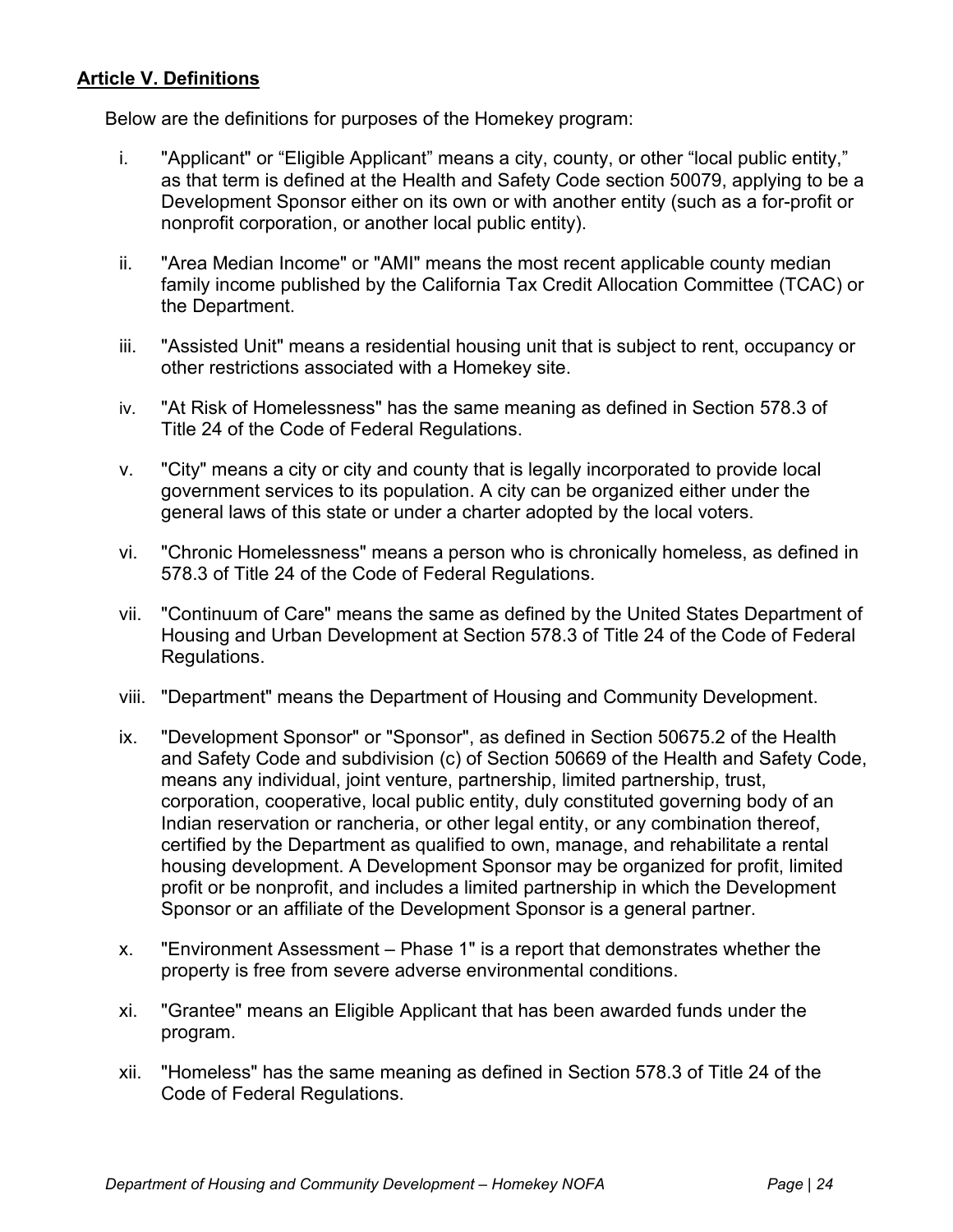**Article V. Definitions**

Below are the definitions for purposes of the Homekey program:

i. "Applicant" or "Eligible Applicant" means a city, county, or other "local public entity," as that term is defined at the Health and Safety Code section 50079, applying to be a Development Sponsor either on its own or with another entity (such as a for-profit or nonprofit corporation, or another local public entity).

ii. "Area Median Income" or "AMI" means the most recent applicable county median family income published by the California Tax Credit Allocation Committee (TCAC) or the Department.

iii. "Assisted Unit" means a residential housing unit that is subject to rent, occupancy or other restrictions associated with a Homekey site.

iv. "At Risk of Homelessness" has the same meaning as defined in Section 578.3 of Title 24 of the Code of Federal Regulations.

v. "City" means a city or city and county that is legally incorporated to provide local government services to its population. A city can be organized either under the general laws of this state or under a charter adopted by the local voters.

vi. "Chronic Homelessness" means a person who is chronically homeless, as defined in 578.3 of Title 24 of the Code of Federal Regulations.

vii. "Continuum of Care" means the same as defined by the United States Department of Housing and Urban Development at Section 578.3 of Title 24 of the Code of Federal Regulations.

viii. "Department" means the Department of Housing and Community Development.

ix. "Development Sponsor" or "Sponsor", as defined in Section 50675.2 of the Health and Safety Code and subdivision (c) of Section 50669 of the Health and Safety Code, means any individual, joint venture, partnership, limited partnership, trust, corporation, cooperative, local public entity, duly constituted governing body of an Indian reservation or rancheria, or other legal entity, or any combination thereof, certified by the Department as qualified to own, manage, and rehabilitate a rental housing development. A Development Sponsor may be organized for profit, limited profit or be nonprofit, and includes a limited partnership in which the Development Sponsor or an affiliate of the Development Sponsor is a general partner.

x. "Environment Assessment – Phase 1" is a report that demonstrates whether the property is free from severe adverse environmental conditions.

xi. "Grantee" means an Eligible Applicant that has been awarded funds under the program.

xii. "Homeless" has the same meaning as defined in Section 578.3 of Title 24 of the Code of Federal Regulations.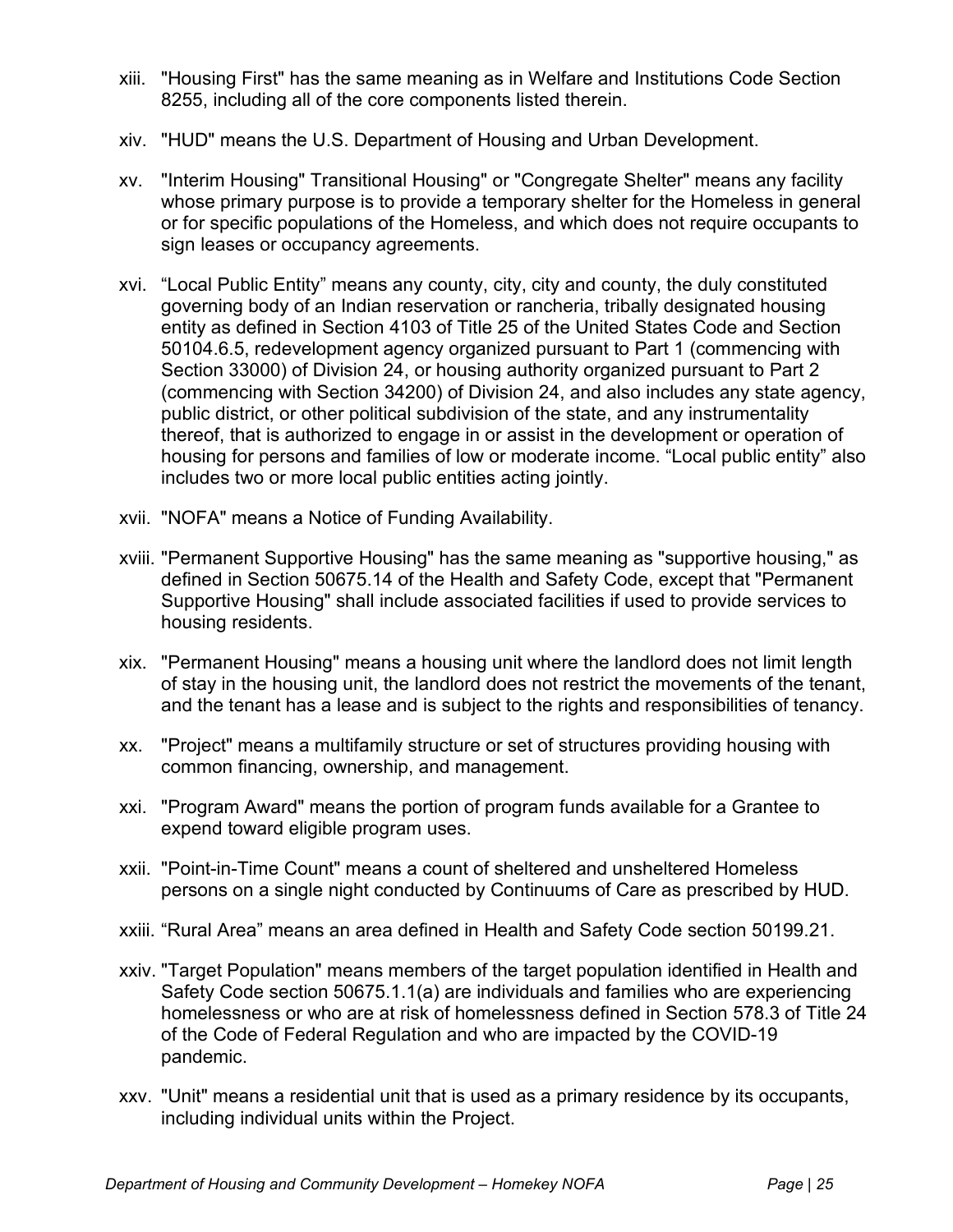xiii. "Housing First" has the same meaning as in Welfare and Institutions Code Section 8255, including all of the core components listed therein.

xiv. "HUD" means the U.S. Department of Housing and Urban Development.

xv. "Interim Housing" Transitional Housing" or "Congregate Shelter" means any facility whose primary purpose is to provide a temporary shelter for the Homeless in general or for specific populations of the Homeless, and which does not require occupants to sign leases or occupancy agreements.

xvi. "Local Public Entity" means any county, city, city and county, the duly constituted governing body of an Indian reservation or rancheria, tribally designated housing entity as defined in Section 4103 of Title 25 of the United States Code and Section 50104.6.5, redevelopment agency organized pursuant to Part 1 (commencing with Section 33000) of Division 24, or housing authority organized pursuant to Part 2 (commencing with Section 34200) of Division 24, and also includes any state agency, public district, or other political subdivision of the state, and any instrumentality thereof, that is authorized to engage in or assist in the development or operation of housing for persons and families of low or moderate income. "Local public entity" also includes two or more local public entities acting jointly.

xvii. "NOFA" means a Notice of Funding Availability.

xviii. "Permanent Supportive Housing" has the same meaning as "supportive housing," as defined in Section 50675.14 of the Health and Safety Code, except that "Permanent Supportive Housing" shall include associated facilities if used to provide services to housing residents.

xix. "Permanent Housing" means a housing unit where the landlord does not limit length of stay in the housing unit, the landlord does not restrict the movements of the tenant, and the tenant has a lease and is subject to the rights and responsibilities of tenancy.

xx. "Project" means a multifamily structure or set of structures providing housing with common financing, ownership, and management.

xxi. "Program Award" means the portion of program funds available for a Grantee to expend toward eligible program uses.

xxii. "Point-in-Time Count" means a count of sheltered and unsheltered Homeless persons on a single night conducted by Continuums of Care as prescribed by HUD.

xxiii. "Rural Area" means an area defined in Health and Safety Code section 50199.21.

xxiv. "Target Population" means members of the target population identified in Health and Safety Code section 50675.1.1(a) are individuals and families who are experiencing homelessness or who are at risk of homelessness defined in Section 578.3 of Title 24 of the Code of Federal Regulation and who are impacted by the COVID-19 pandemic.

xxv. "Unit" means a residential unit that is used as a primary residence by its occupants, including individual units within the Project.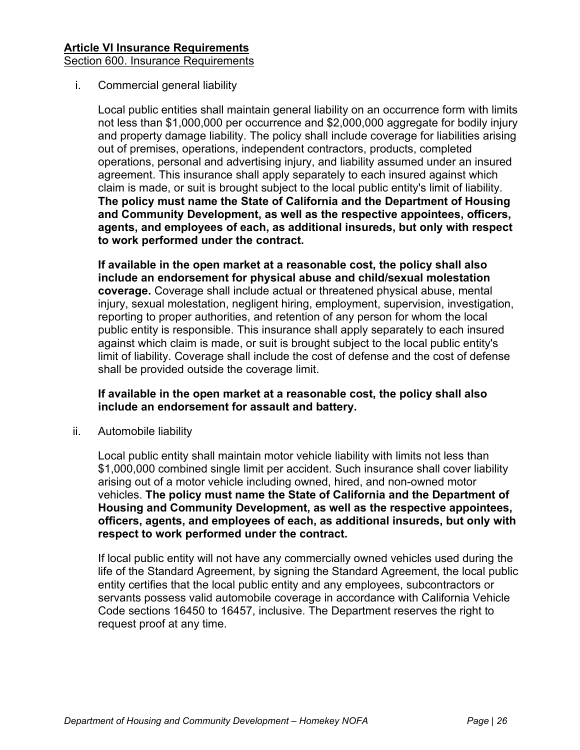## Article VI Insurance Requirements

Section 600. Insurance Requirements

i. Commercial general liability

Local public entities shall maintain general liability on an occurrence form with limits not less than $1,000,000 per occurrence and $2,000,000 aggregate for bodily injury and property damage liability. The policy shall include coverage for liabilities arising out of premises, operations, independent contractors, products, completed operations, personal and advertising injury, and liability assumed under an insured agreement. This insurance shall apply separately to each insured against which claim is made, or suit is brought subject to the local public entity's limit of liability. **The policy must name the State of California and the Department of Housing and Community Development, as well as the respective appointees, officers, agents, and employees of each, as additional insureds, but only with respect to work performed under the contract.**

**If available in the open market at a reasonable cost, the policy shall also include an endorsement for physical abuse and child/sexual molestation coverage.** Coverage shall include actual or threatened physical abuse, mental injury, sexual molestation, negligent hiring, employment, supervision, investigation, reporting to proper authorities, and retention of any person for whom the local public entity is responsible. This insurance shall apply separately to each insured against which claim is made, or suit is brought subject to the local public entity's limit of liability. Coverage shall include the cost of defense and the cost of defense shall be provided outside the coverage limit.

**If available in the open market at a reasonable cost, the policy shall also include an endorsement for assault and battery.**

ii. Automobile liability

Local public entity shall maintain motor vehicle liability with limits not less than $1,000,000 combined single limit per accident. Such insurance shall cover liability arising out of a motor vehicle including owned, hired, and non-owned motor vehicles. **The policy must name the State of California and the Department of Housing and Community Development, as well as the respective appointees, officers, agents, and employees of each, as additional insureds, but only with respect to work performed under the contract.**

If local public entity will not have any commercially owned vehicles used during the life of the Standard Agreement, by signing the Standard Agreement, the local public entity certifies that the local public entity and any employees, subcontractors or servants possess valid automobile coverage in accordance with California Vehicle Code sections 16450 to 16457, inclusive. The Department reserves the right to request proof at any time.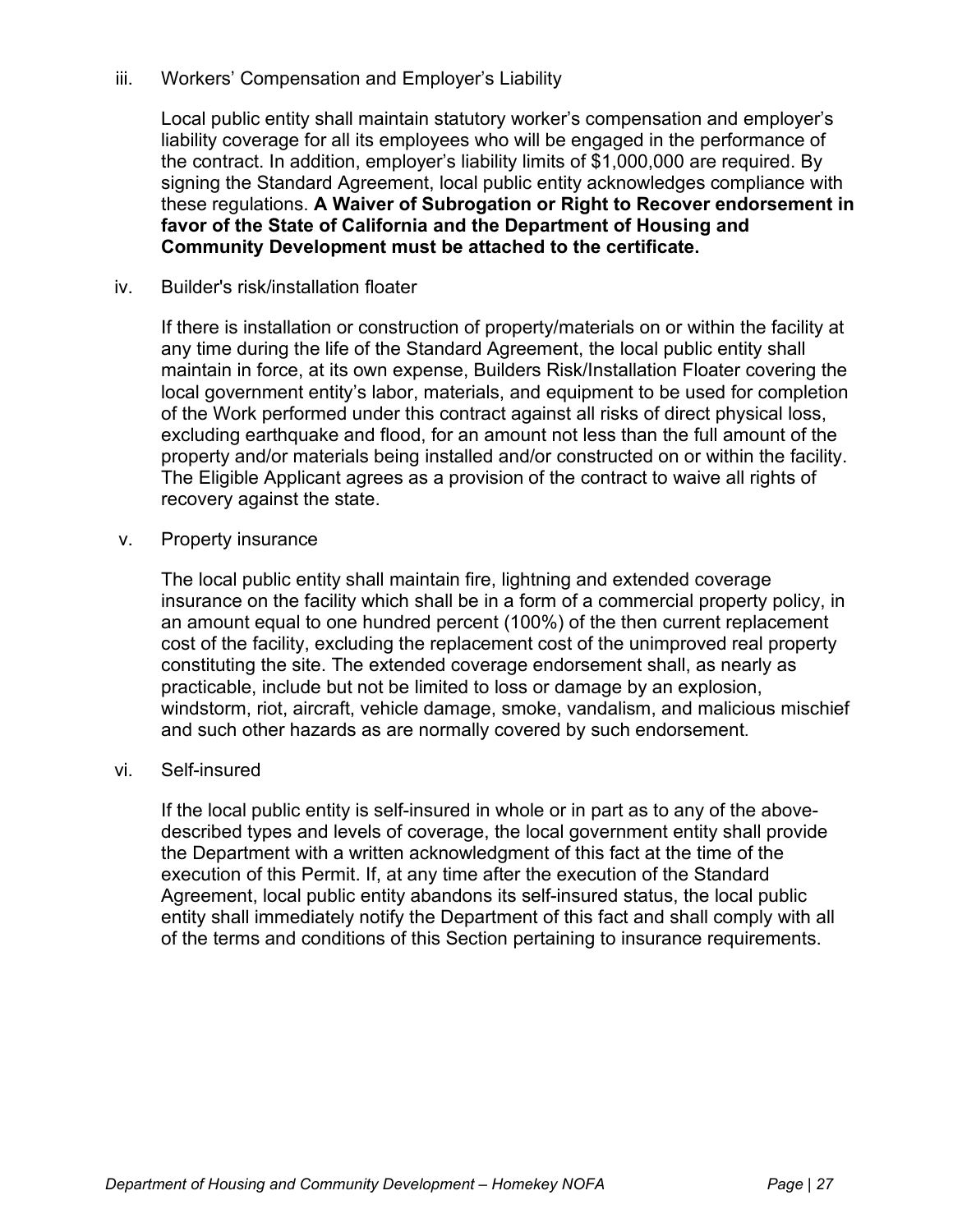iii. Workers' Compensation and Employer's Liability

Local public entity shall maintain statutory worker's compensation and employer's liability coverage for all its employees who will be engaged in the performance of the contract. In addition, employer's liability limits of $1,000,000 are required. By signing the Standard Agreement, local public entity acknowledges compliance with these regulations. **A Waiver of Subrogation or Right to Recover endorsement in favor of the State of California and the Department of Housing and Community Development must be attached to the certificate.**

iv. Builder's risk/installation floater

If there is installation or construction of property/materials on or within the facility at any time during the life of the Standard Agreement, the local public entity shall maintain in force, at its own expense, Builders Risk/Installation Floater covering the local government entity's labor, materials, and equipment to be used for completion of the Work performed under this contract against all risks of direct physical loss, excluding earthquake and flood, for an amount not less than the full amount of the property and/or materials being installed and/or constructed on or within the facility. The Eligible Applicant agrees as a provision of the contract to waive all rights of recovery against the state.

v. Property insurance

The local public entity shall maintain fire, lightning and extended coverage insurance on the facility which shall be in a form of a commercial property policy, in an amount equal to one hundred percent (100%) of the then current replacement cost of the facility, excluding the replacement cost of the unimproved real property constituting the site. The extended coverage endorsement shall, as nearly as practicable, include but not be limited to loss or damage by an explosion, windstorm, riot, aircraft, vehicle damage, smoke, vandalism, and malicious mischief and such other hazards as are normally covered by such endorsement.

vi. Self-insured

If the local public entity is self-insured in whole or in part as to any of the above-described types and levels of coverage, the local government entity shall provide the Department with a written acknowledgment of this fact at the time of the execution of this Permit. If, at any time after the execution of the Standard Agreement, local public entity abandons its self-insured status, the local public entity shall immediately notify the Department of this fact and shall comply with all of the terms and conditions of this Section pertaining to insurance requirements.